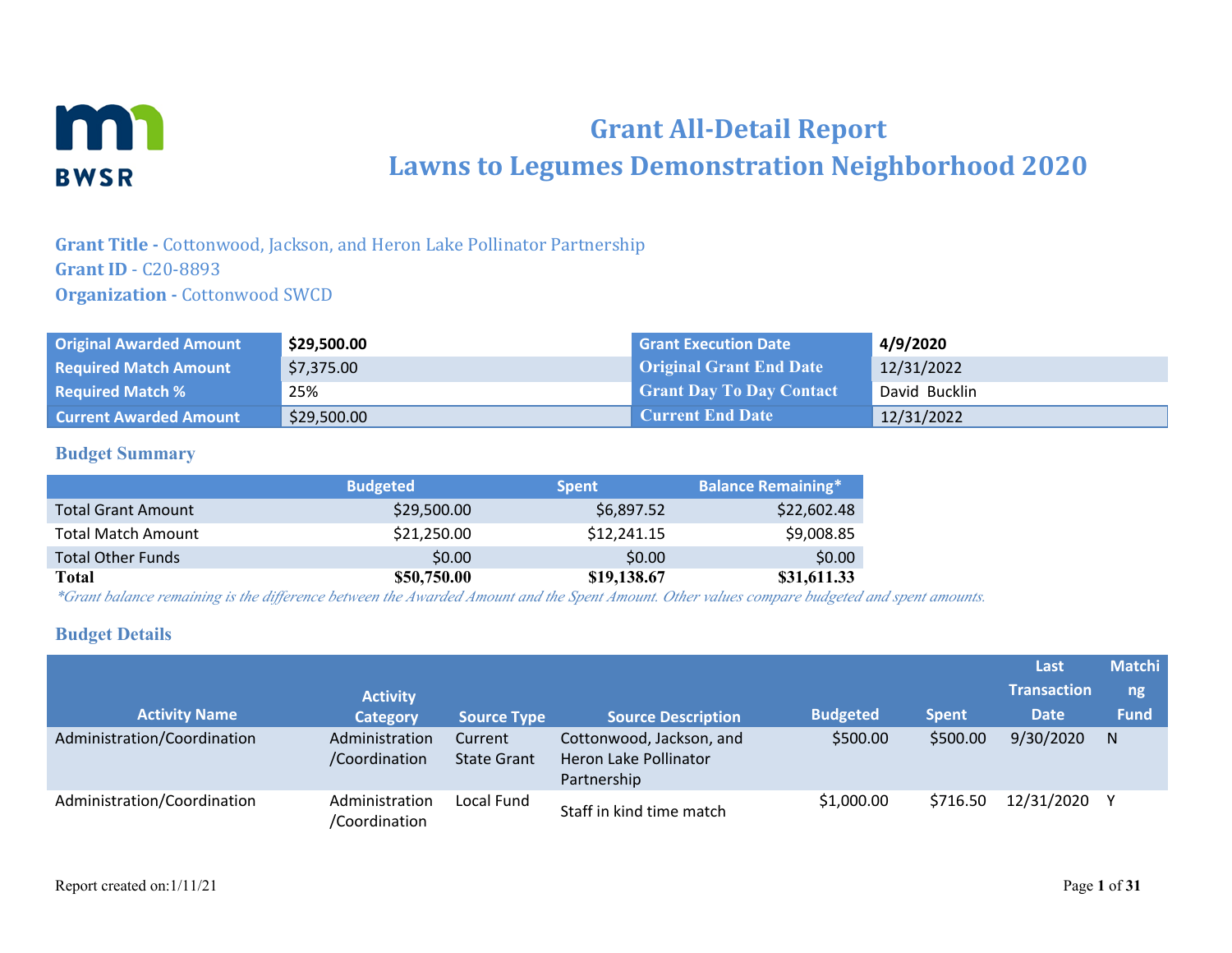# Grant All-Detail Report
# Lawns to Legumes Demonstration Neighborhood 2020

**Grant Title -** Cottonwood, Jackson, and Heron Lake Pollinator Partnership
**Grant ID** - C20-8893
**Organization -** Cottonwood SWCD

| Original Awarded Amount | **$29,500.00** | Grant Execution Date | **4/9/2020** |
|---|---|---|---|
| Required Match Amount | $7,375.00 | Original Grant End Date | 12/31/2022 |
| Required Match % | 25% | Grant Day To Day Contact | David Bucklin |
| Current Awarded Amount | $29,500.00 | Current End Date | 12/31/2022 |

## Budget Summary

| | Budgeted | Spent | Balance Remaining* |
|---|---|---|---|
| Total Grant Amount | $29,500.00 | $6,897.52 | $22,602.48 |
| Total Match Amount | $21,250.00 | $12,241.15 | $9,008.85 |
| Total Other Funds | $0.00 | $0.00 | $0.00 |
| **Total** | **$50,750.00** | **$19,138.67** | **$31,611.33** |

*\*Grant balance remaining is the difference between the Awarded Amount and the Spent Amount. Other values compare budgeted and spent amounts.*

## Budget Details

| Activity Name | Activity Category | Source Type | Source Description | Budgeted | Spent | Last Transaction Date | Matching Fund |
|---|---|---|---|---|---|---|---|
| Administration/Coordination | Administration /Coordination | Current State Grant | Cottonwood, Jackson, and Heron Lake Pollinator Partnership | $500.00 | $500.00 | 9/30/2020 | N |
| Administration/Coordination | Administration /Coordination | Local Fund | Staff in kind time match | $1,000.00 | $716.50 | 12/31/2020 | Y |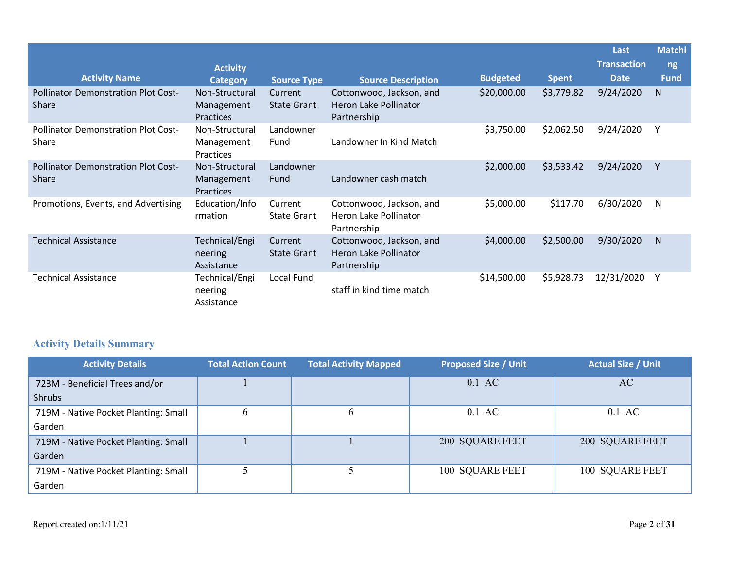| Activity Name | Activity Category | Source Type | Source Description | Budgeted | Spent | Last Transaction Date | Matching Fund |
|---|---|---|---|---|---|---|---|
| Pollinator Demonstration Plot Cost-Share | Non-Structural Management Practices | Current State Grant | Cottonwood, Jackson, and Heron Lake Pollinator Partnership | $20,000.00 | $3,779.82 | 9/24/2020 | N |
| Pollinator Demonstration Plot Cost-Share | Non-Structural Management Practices | Landowner Fund | Landowner In Kind Match | $3,750.00 | $2,062.50 | 9/24/2020 | Y |
| Pollinator Demonstration Plot Cost-Share | Non-Structural Management Practices | Landowner Fund | Landowner cash match | $2,000.00 | $3,533.42 | 9/24/2020 | Y |
| Promotions, Events, and Advertising | Education/Information | Current State Grant | Cottonwood, Jackson, and Heron Lake Pollinator Partnership | $5,000.00 | $117.70 | 6/30/2020 | N |
| Technical Assistance | Technical/Engineering Assistance | Current State Grant | Cottonwood, Jackson, and Heron Lake Pollinator Partnership | $4,000.00 | $2,500.00 | 9/30/2020 | N |
| Technical Assistance | Technical/Engineering Assistance | Local Fund | staff in kind time match | $14,500.00 | $5,928.73 | 12/31/2020 | Y |

## Activity Details Summary

| Activity Details | Total Action Count | Total Activity Mapped | Proposed Size / Unit | Actual Size / Unit |
|---|---|---|---|---|
| 723M - Beneficial Trees and/or Shrubs | 1 | | 0.1 AC | AC |
| 719M - Native Pocket Planting: Small Garden | 6 | 6 | 0.1 AC | 0.1 AC |
| 719M - Native Pocket Planting: Small Garden | 1 | 1 | 200 SQUARE FEET | 200 SQUARE FEET |
| 719M - Native Pocket Planting: Small Garden | 5 | 5 | 100 SQUARE FEET | 100 SQUARE FEET |

Report created on:1/11/21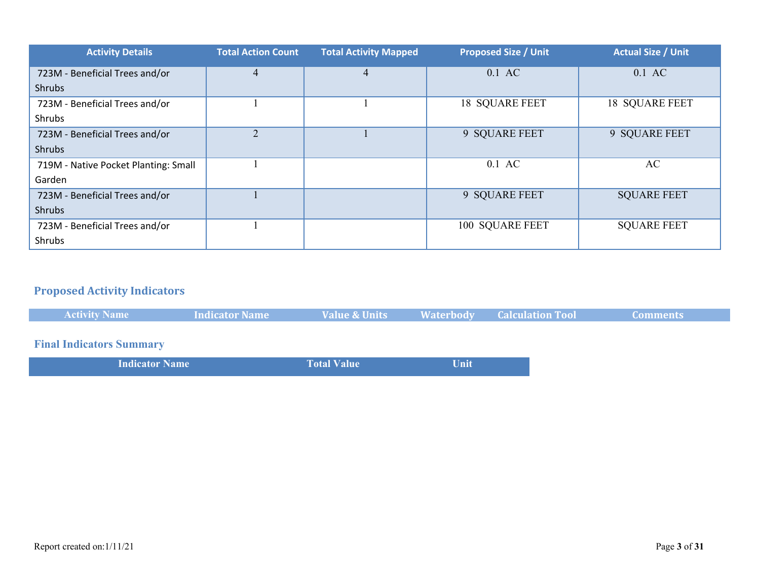| Activity Details | Total Action Count | Total Activity Mapped | Proposed Size / Unit | Actual Size / Unit |
|---|---|---|---|---|
| 723M - Beneficial Trees and/or Shrubs | 4 | 4 | 0.1 AC | 0.1 AC |
| 723M - Beneficial Trees and/or Shrubs | 1 | 1 | 18 SQUARE FEET | 18 SQUARE FEET |
| 723M - Beneficial Trees and/or Shrubs | 2 | 1 | 9 SQUARE FEET | 9 SQUARE FEET |
| 719M - Native Pocket Planting: Small Garden | 1 | | 0.1 AC | AC |
| 723M - Beneficial Trees and/or Shrubs | 1 | | 9 SQUARE FEET | SQUARE FEET |
| 723M - Beneficial Trees and/or Shrubs | 1 | | 100 SQUARE FEET | SQUARE FEET |

## Proposed Activity Indicators

| Activity Name | Indicator Name | Value & Units | Waterbody | Calculation Tool | Comments |
|---|---|---|---|---|---|

## Final Indicators Summary

| Indicator Name | Total Value | Unit |
|---|---|---|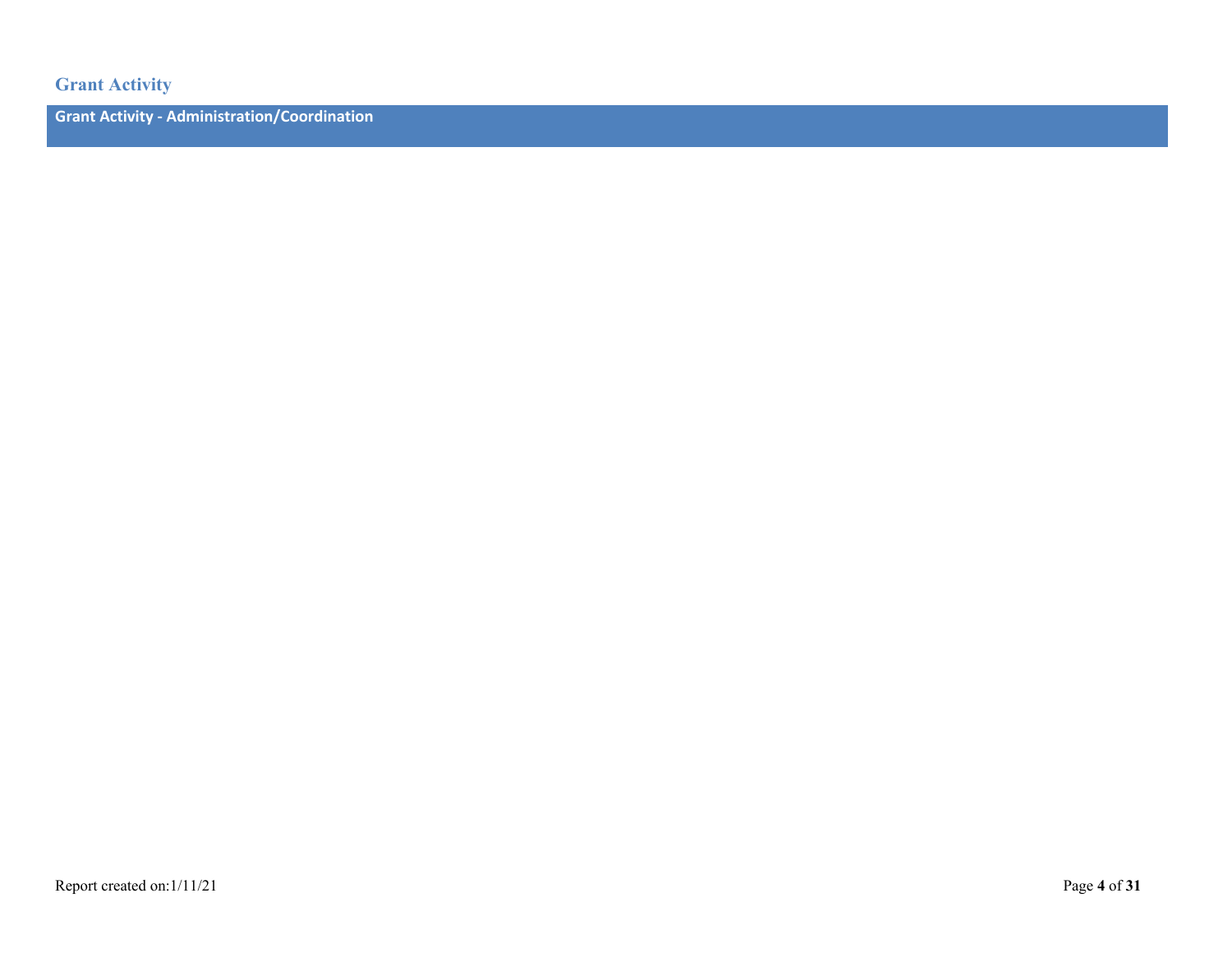## Grant Activity

### Grant Activity - Administration/Coordination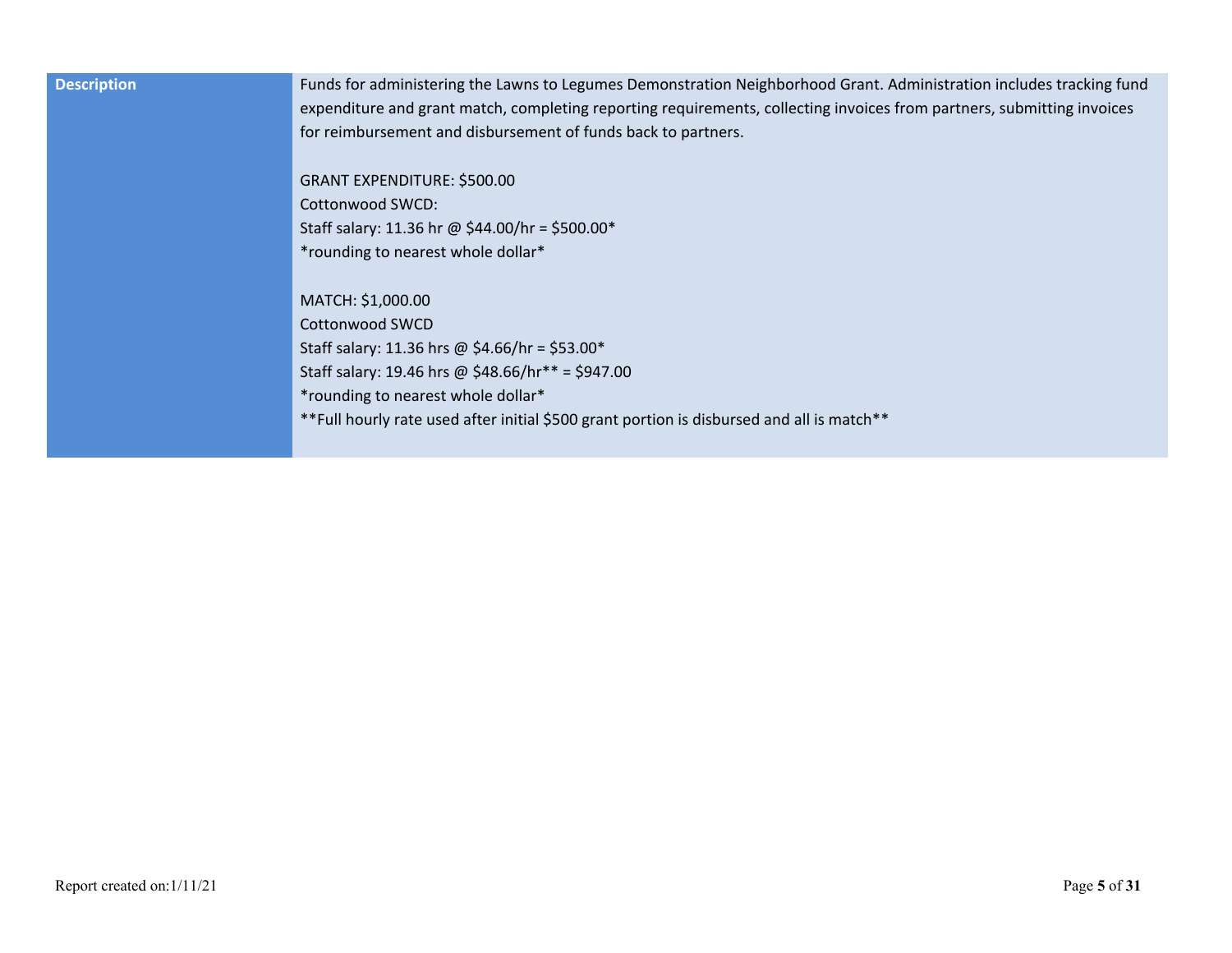| Description | Funds for administering the Lawns to Legumes Demonstration Neighborhood Grant. Administration includes tracking fund expenditure and grant match, completing reporting requirements, collecting invoices from partners, submitting invoices for reimbursement and disbursement of funds back to partners.<br><br>GRANT EXPENDITURE: $500.00<br>Cottonwood SWCD:<br>Staff salary: 11.36 hr @ $44.00/hr = $500.00*<br>*rounding to nearest whole dollar*<br><br>MATCH: $1,000.00<br>Cottonwood SWCD<br>Staff salary: 11.36 hrs @ $4.66/hr = $53.00*<br>Staff salary: 19.46 hrs @ $48.66/hr** = $947.00<br>*rounding to nearest whole dollar*<br>**Full hourly rate used after initial $500 grant portion is disbursed and all is match** |
|---|---|

Report created on:1/11/21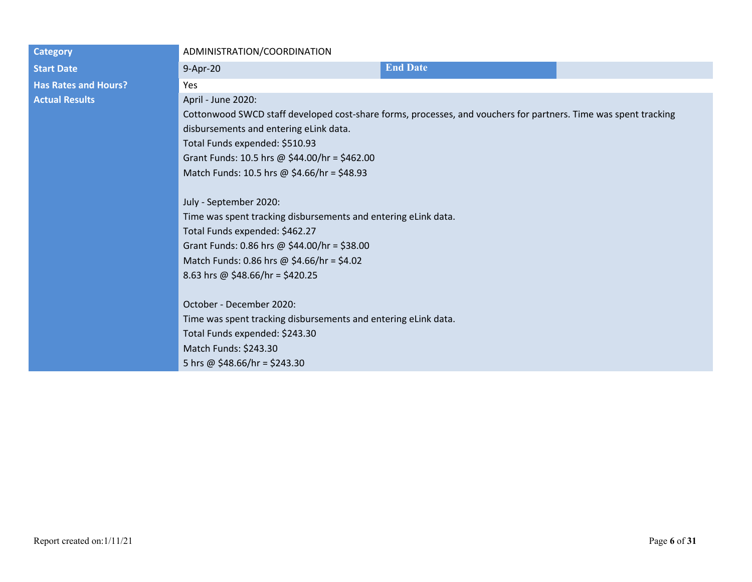| Category | ADMINISTRATION/COORDINATION | | |
|---|---|---|---|
| Start Date | 9-Apr-20 | End Date | |
| Has Rates and Hours? | Yes | | |
| Actual Results | April - June 2020:<br>Cottonwood SWCD staff developed cost-share forms, processes, and vouchers for partners. Time was spent tracking disbursements and entering eLink data.<br>Total Funds expended: $510.93<br>Grant Funds: 10.5 hrs @ $44.00/hr = $462.00<br>Match Funds: 10.5 hrs @ $4.66/hr = $48.93<br><br>July - September 2020:<br>Time was spent tracking disbursements and entering eLink data.<br>Total Funds expended: $462.27<br>Grant Funds: 0.86 hrs @ $44.00/hr = $38.00<br>Match Funds: 0.86 hrs @ $4.66/hr = $4.02<br>8.63 hrs @ $48.66/hr = $420.25<br><br>October - December 2020:<br>Time was spent tracking disbursements and entering eLink data.<br>Total Funds expended: $243.30<br>Match Funds: $243.30<br>5 hrs @ $48.66/hr = $243.30 | | |

Report created on:1/11/21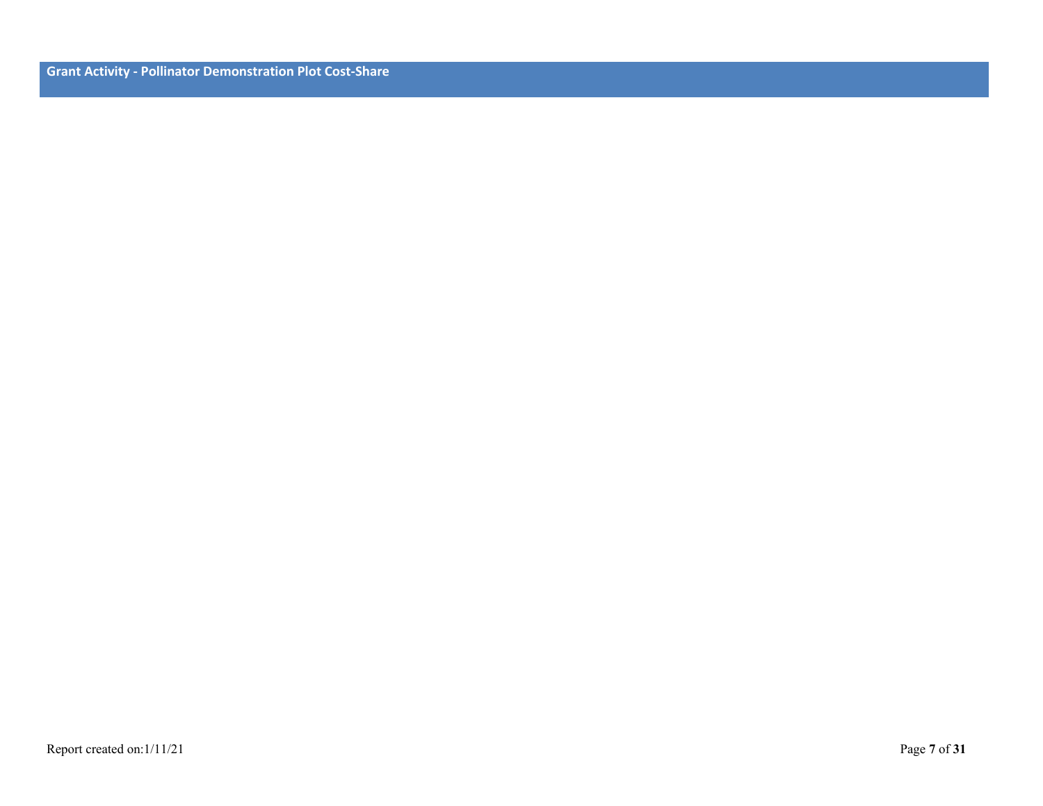## Grant Activity - Pollinator Demonstration Plot Cost-Share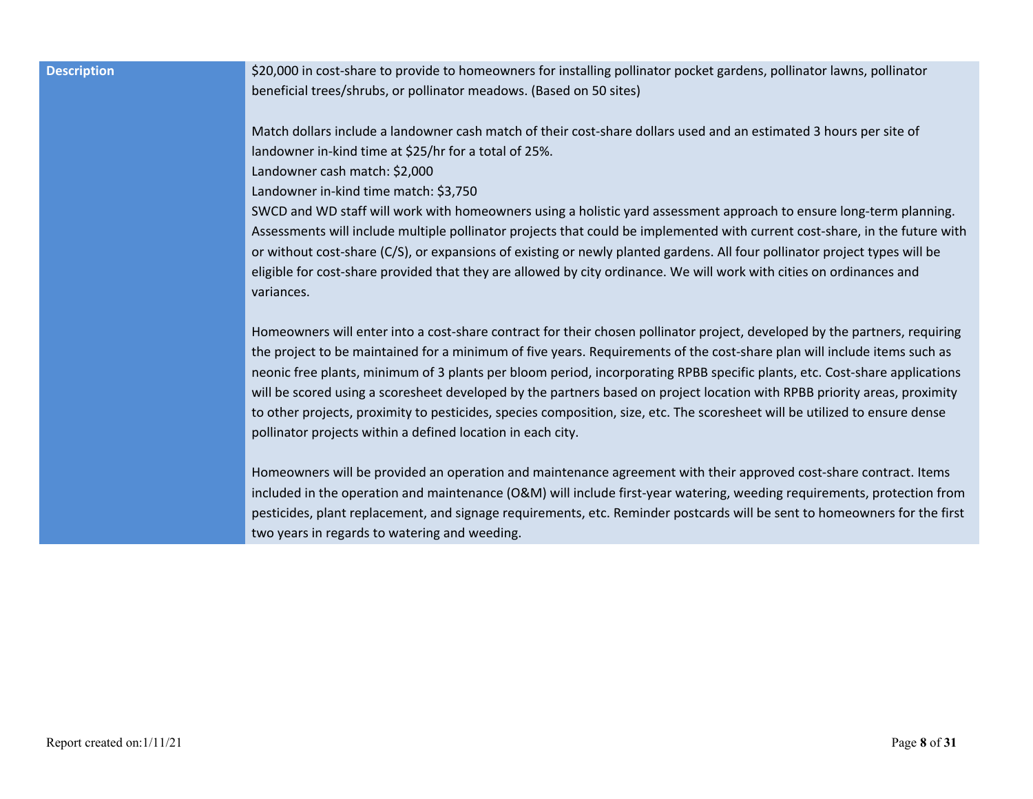| Description | $20,000 in cost-share to provide to homeowners for installing pollinator pocket gardens, pollinator lawns, pollinator beneficial trees/shrubs, or pollinator meadows. (Based on 50 sites)<br><br>Match dollars include a landowner cash match of their cost-share dollars used and an estimated 3 hours per site of landowner in-kind time at $25/hr for a total of 25%.<br>Landowner cash match: $2,000<br>Landowner in-kind time match: $3,750<br>SWCD and WD staff will work with homeowners using a holistic yard assessment approach to ensure long-term planning. Assessments will include multiple pollinator projects that could be implemented with current cost-share, in the future with or without cost-share (C/S), or expansions of existing or newly planted gardens. All four pollinator project types will be eligible for cost-share provided that they are allowed by city ordinance. We will work with cities on ordinances and variances.<br><br>Homeowners will enter into a cost-share contract for their chosen pollinator project, developed by the partners, requiring the project to be maintained for a minimum of five years. Requirements of the cost-share plan will include items such as neonic free plants, minimum of 3 plants per bloom period, incorporating RPBB specific plants, etc. Cost-share applications will be scored using a scoresheet developed by the partners based on project location with RPBB priority areas, proximity to other projects, proximity to pesticides, species composition, size, etc. The scoresheet will be utilized to ensure dense pollinator projects within a defined location in each city.<br><br>Homeowners will be provided an operation and maintenance agreement with their approved cost-share contract. Items included in the operation and maintenance (O&M) will include first-year watering, weeding requirements, protection from pesticides, plant replacement, and signage requirements, etc. Reminder postcards will be sent to homeowners for the first two years in regards to watering and weeding. |
|---|---|

Report created on:1/11/21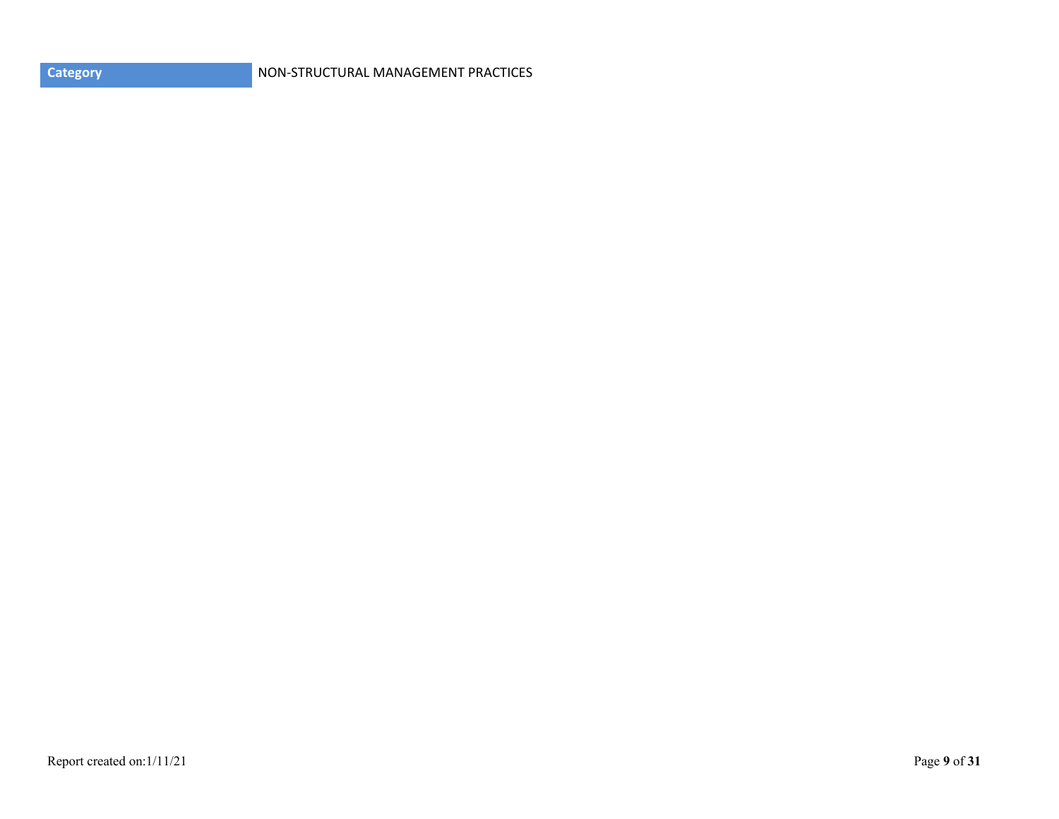| Category | NON-STRUCTURAL MANAGEMENT PRACTICES |
|---|---|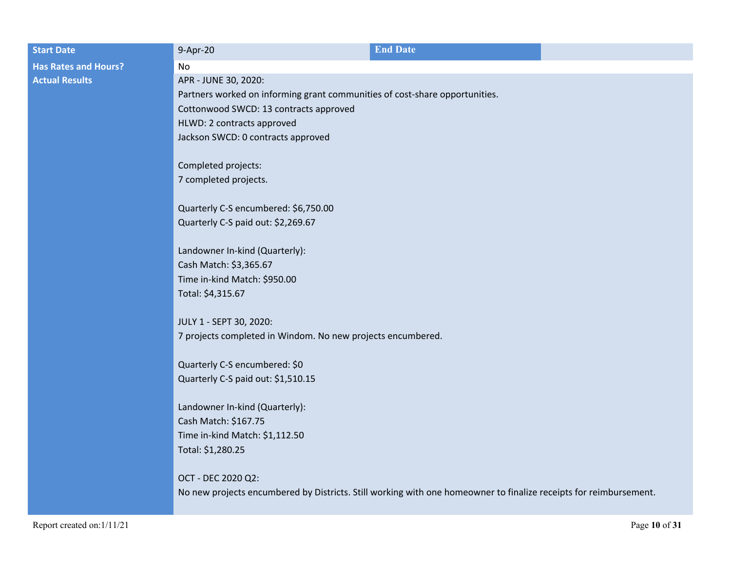| Start Date | 9-Apr-20 | End Date | |
|---|---|---|---|
| Has Rates and Hours? | No | | |

**Actual Results**

APR - JUNE 30, 2020:
Partners worked on informing grant communities of cost-share opportunities.
Cottonwood SWCD: 13 contracts approved
HLWD: 2 contracts approved
Jackson SWCD: 0 contracts approved

Completed projects:
7 completed projects.

Quarterly C-S encumbered: $6,750.00
Quarterly C-S paid out: $2,269.67

Landowner In-kind (Quarterly):
Cash Match: $3,365.67
Time in-kind Match: $950.00
Total: $4,315.67

JULY 1 - SEPT 30, 2020:
7 projects completed in Windom. No new projects encumbered.

Quarterly C-S encumbered: $0
Quarterly C-S paid out: $1,510.15

Landowner In-kind (Quarterly):
Cash Match: $167.75
Time in-kind Match: $1,112.50
Total: $1,280.25

OCT - DEC 2020 Q2:
No new projects encumbered by Districts. Still working with one homeowner to finalize receipts for reimbursement.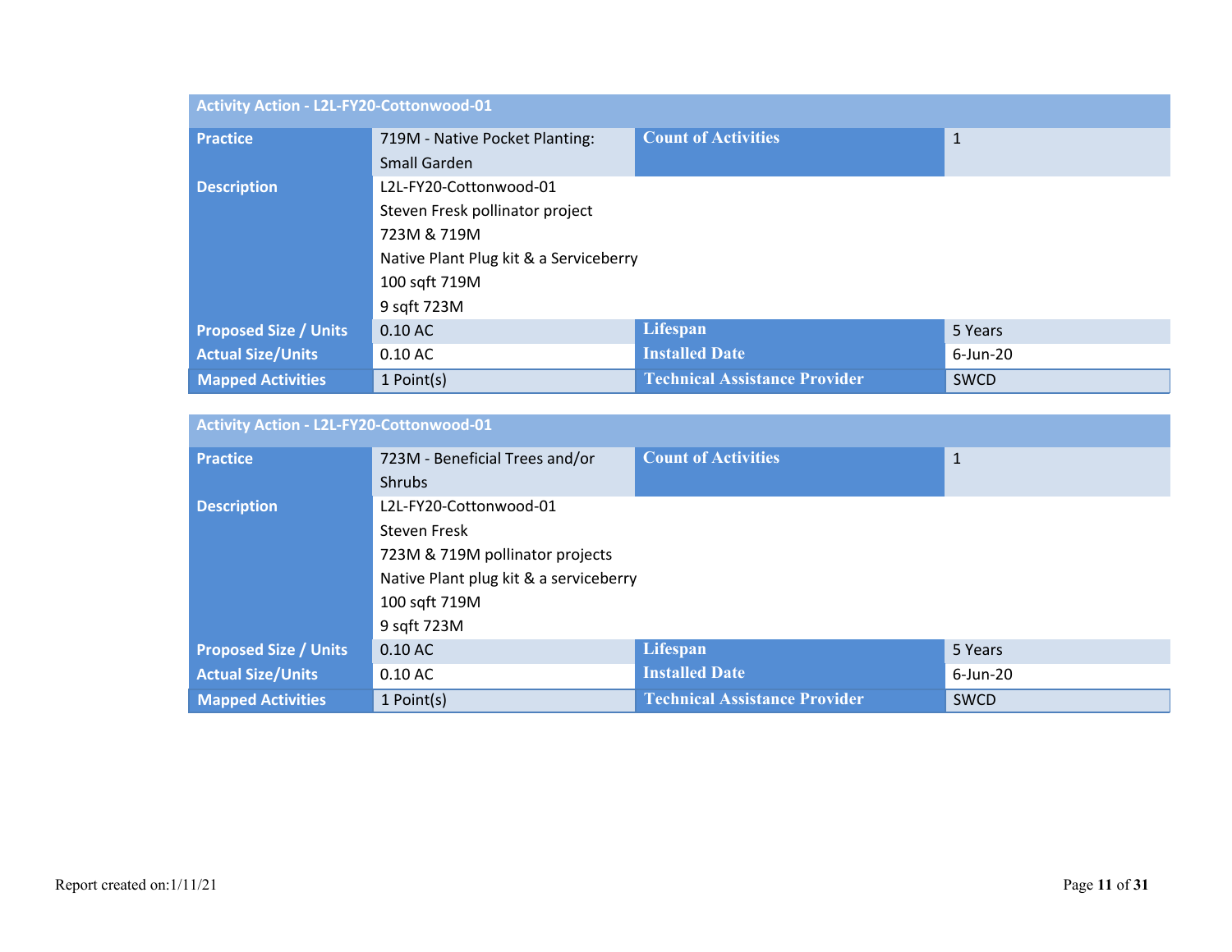| Activity Action - L2L-FY20-Cottonwood-01 | | | |
|---|---|---|---|
| **Practice** | 719M - Native Pocket Planting: Small Garden | **Count of Activities** | 1 |
| **Description** | L2L-FY20-Cottonwood-01<br>Steven Fresk pollinator project<br>723M & 719M<br>Native Plant Plug kit & a Serviceberry<br>100 sqft 719M<br>9 sqft 723M | | |
| **Proposed Size / Units** | 0.10 AC | **Lifespan** | 5 Years |
| **Actual Size/Units** | 0.10 AC | **Installed Date** | 6-Jun-20 |
| **Mapped Activities** | 1 Point(s) | **Technical Assistance Provider** | SWCD |

| Activity Action - L2L-FY20-Cottonwood-01 | | | |
|---|---|---|---|
| **Practice** | 723M - Beneficial Trees and/or Shrubs | **Count of Activities** | 1 |
| **Description** | L2L-FY20-Cottonwood-01<br>Steven Fresk<br>723M & 719M pollinator projects<br>Native Plant plug kit & a serviceberry<br>100 sqft 719M<br>9 sqft 723M | | |
| **Proposed Size / Units** | 0.10 AC | **Lifespan** | 5 Years |
| **Actual Size/Units** | 0.10 AC | **Installed Date** | 6-Jun-20 |
| **Mapped Activities** | 1 Point(s) | **Technical Assistance Provider** | SWCD |

Report created on:1/11/21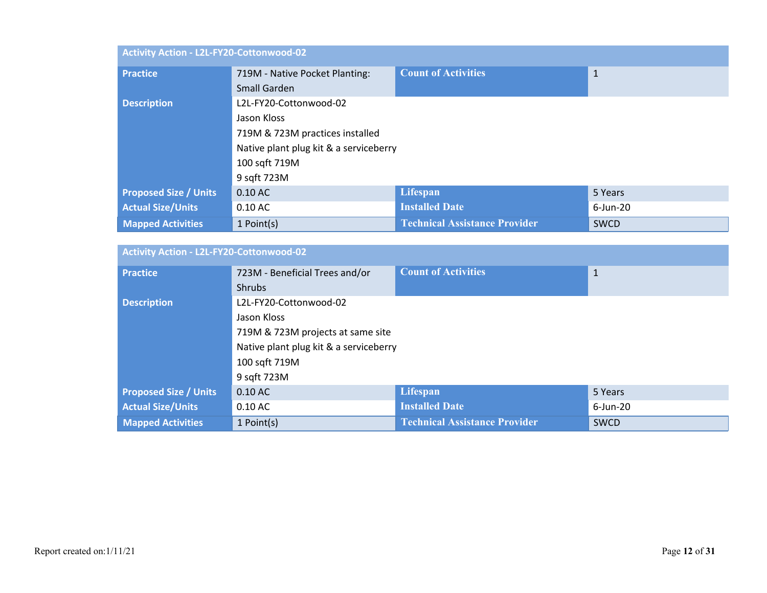| Activity Action - L2L-FY20-Cottonwood-02 | | | |
|---|---|---|---|
| **Practice** | 719M - Native Pocket Planting: Small Garden | **Count of Activities** | 1 |
| **Description** | L2L-FY20-Cottonwood-02<br>Jason Kloss<br>719M & 723M practices installed<br>Native plant plug kit & a serviceberry<br>100 sqft 719M<br>9 sqft 723M | | |
| **Proposed Size / Units** | 0.10 AC | **Lifespan** | 5 Years |
| **Actual Size/Units** | 0.10 AC | **Installed Date** | 6-Jun-20 |
| **Mapped Activities** | 1 Point(s) | **Technical Assistance Provider** | SWCD |

| Activity Action - L2L-FY20-Cottonwood-02 | | | |
|---|---|---|---|
| **Practice** | 723M - Beneficial Trees and/or Shrubs | **Count of Activities** | 1 |
| **Description** | L2L-FY20-Cottonwood-02<br>Jason Kloss<br>719M & 723M projects at same site<br>Native plant plug kit & a serviceberry<br>100 sqft 719M<br>9 sqft 723M | | |
| **Proposed Size / Units** | 0.10 AC | **Lifespan** | 5 Years |
| **Actual Size/Units** | 0.10 AC | **Installed Date** | 6-Jun-20 |
| **Mapped Activities** | 1 Point(s) | **Technical Assistance Provider** | SWCD |

Report created on:1/11/21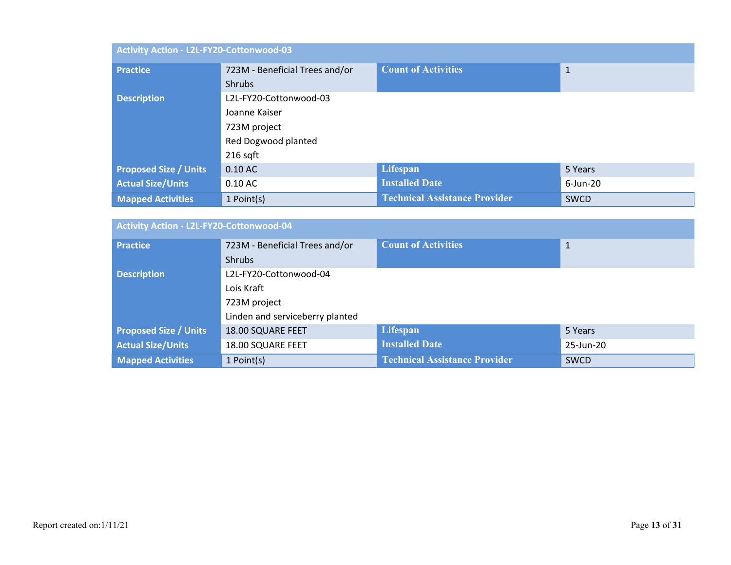| Activity Action - L2L-FY20-Cottonwood-03 | | | |
|---|---|---|---|
| **Practice** | 723M - Beneficial Trees and/or Shrubs | **Count of Activities** | 1 |
| **Description** | L2L-FY20-Cottonwood-03<br>Joanne Kaiser<br>723M project<br>Red Dogwood planted<br>216 sqft | | |
| **Proposed Size / Units** | 0.10 AC | **Lifespan** | 5 Years |
| **Actual Size/Units** | 0.10 AC | **Installed Date** | 6-Jun-20 |
| **Mapped Activities** | 1 Point(s) | **Technical Assistance Provider** | SWCD |

| Activity Action - L2L-FY20-Cottonwood-04 | | | |
|---|---|---|---|
| **Practice** | 723M - Beneficial Trees and/or Shrubs | **Count of Activities** | 1 |
| **Description** | L2L-FY20-Cottonwood-04<br>Lois Kraft<br>723M project<br>Linden and serviceberry planted | | |
| **Proposed Size / Units** | 18.00 SQUARE FEET | **Lifespan** | 5 Years |
| **Actual Size/Units** | 18.00 SQUARE FEET | **Installed Date** | 25-Jun-20 |
| **Mapped Activities** | 1 Point(s) | **Technical Assistance Provider** | SWCD |

Report created on:1/11/21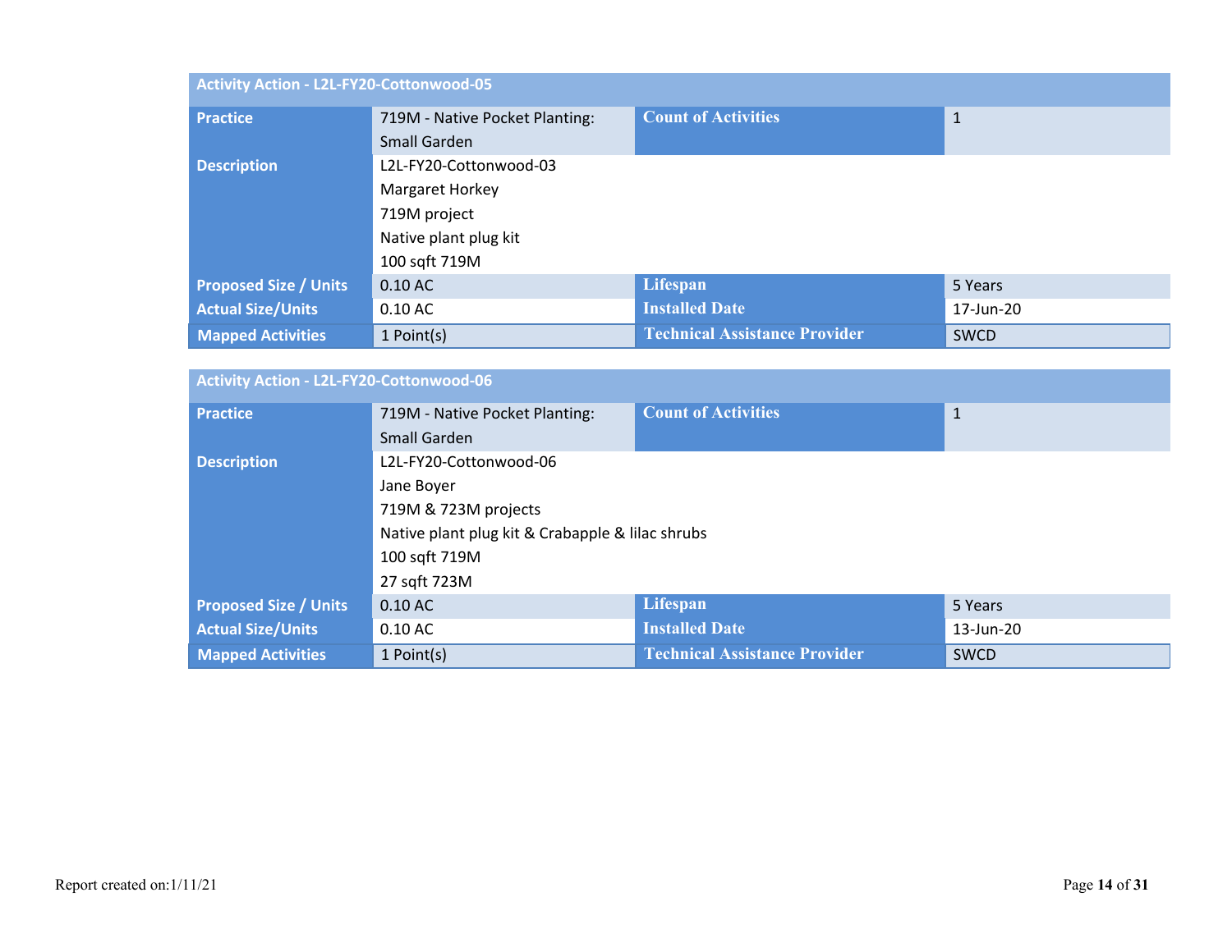| Activity Action - L2L-FY20-Cottonwood-05 | | | |
|---|---|---|---|
| **Practice** | 719M - Native Pocket Planting: Small Garden | **Count of Activities** | 1 |
| **Description** | L2L-FY20-Cottonwood-03<br>Margaret Horkey<br>719M project<br>Native plant plug kit<br>100 sqft 719M | | |
| **Proposed Size / Units** | 0.10 AC | **Lifespan** | 5 Years |
| **Actual Size/Units** | 0.10 AC | **Installed Date** | 17-Jun-20 |
| **Mapped Activities** | 1 Point(s) | **Technical Assistance Provider** | SWCD |

| Activity Action - L2L-FY20-Cottonwood-06 | | | |
|---|---|---|---|
| **Practice** | 719M - Native Pocket Planting: Small Garden | **Count of Activities** | 1 |
| **Description** | L2L-FY20-Cottonwood-06<br>Jane Boyer<br>719M & 723M projects<br>Native plant plug kit & Crabapple & lilac shrubs<br>100 sqft 719M<br>27 sqft 723M | | |
| **Proposed Size / Units** | 0.10 AC | **Lifespan** | 5 Years |
| **Actual Size/Units** | 0.10 AC | **Installed Date** | 13-Jun-20 |
| **Mapped Activities** | 1 Point(s) | **Technical Assistance Provider** | SWCD |

Report created on:1/11/21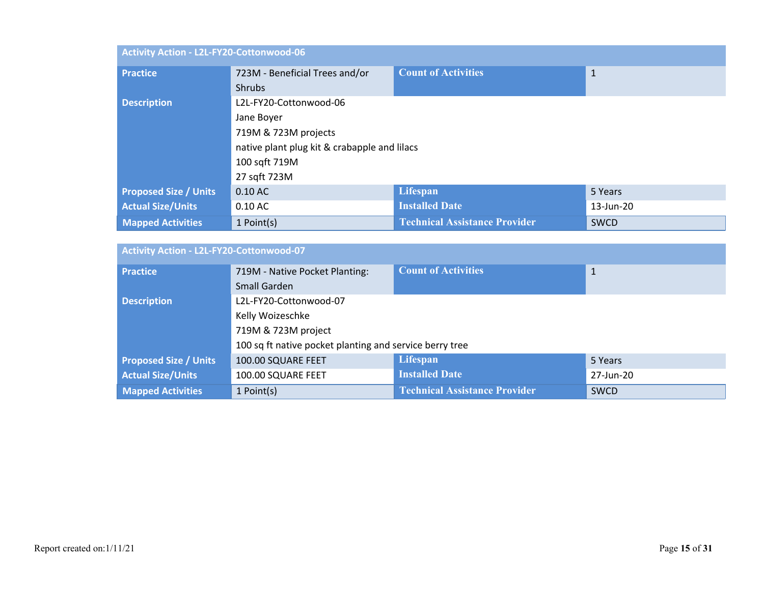| Activity Action - L2L-FY20-Cottonwood-06 | | | |
|---|---|---|---|
| **Practice** | 723M - Beneficial Trees and/or Shrubs | **Count of Activities** | 1 |
| **Description** | L2L-FY20-Cottonwood-06<br>Jane Boyer<br>719M & 723M projects<br>native plant plug kit & crabapple and lilacs<br>100 sqft 719M<br>27 sqft 723M | | |
| **Proposed Size / Units** | 0.10 AC | **Lifespan** | 5 Years |
| **Actual Size/Units** | 0.10 AC | **Installed Date** | 13-Jun-20 |
| **Mapped Activities** | 1 Point(s) | **Technical Assistance Provider** | SWCD |

| Activity Action - L2L-FY20-Cottonwood-07 | | | |
|---|---|---|---|
| **Practice** | 719M - Native Pocket Planting: Small Garden | **Count of Activities** | 1 |
| **Description** | L2L-FY20-Cottonwood-07<br>Kelly Woizeschke<br>719M & 723M project<br>100 sq ft native pocket planting and service berry tree | | |
| **Proposed Size / Units** | 100.00 SQUARE FEET | **Lifespan** | 5 Years |
| **Actual Size/Units** | 100.00 SQUARE FEET | **Installed Date** | 27-Jun-20 |
| **Mapped Activities** | 1 Point(s) | **Technical Assistance Provider** | SWCD |

Report created on:1/11/21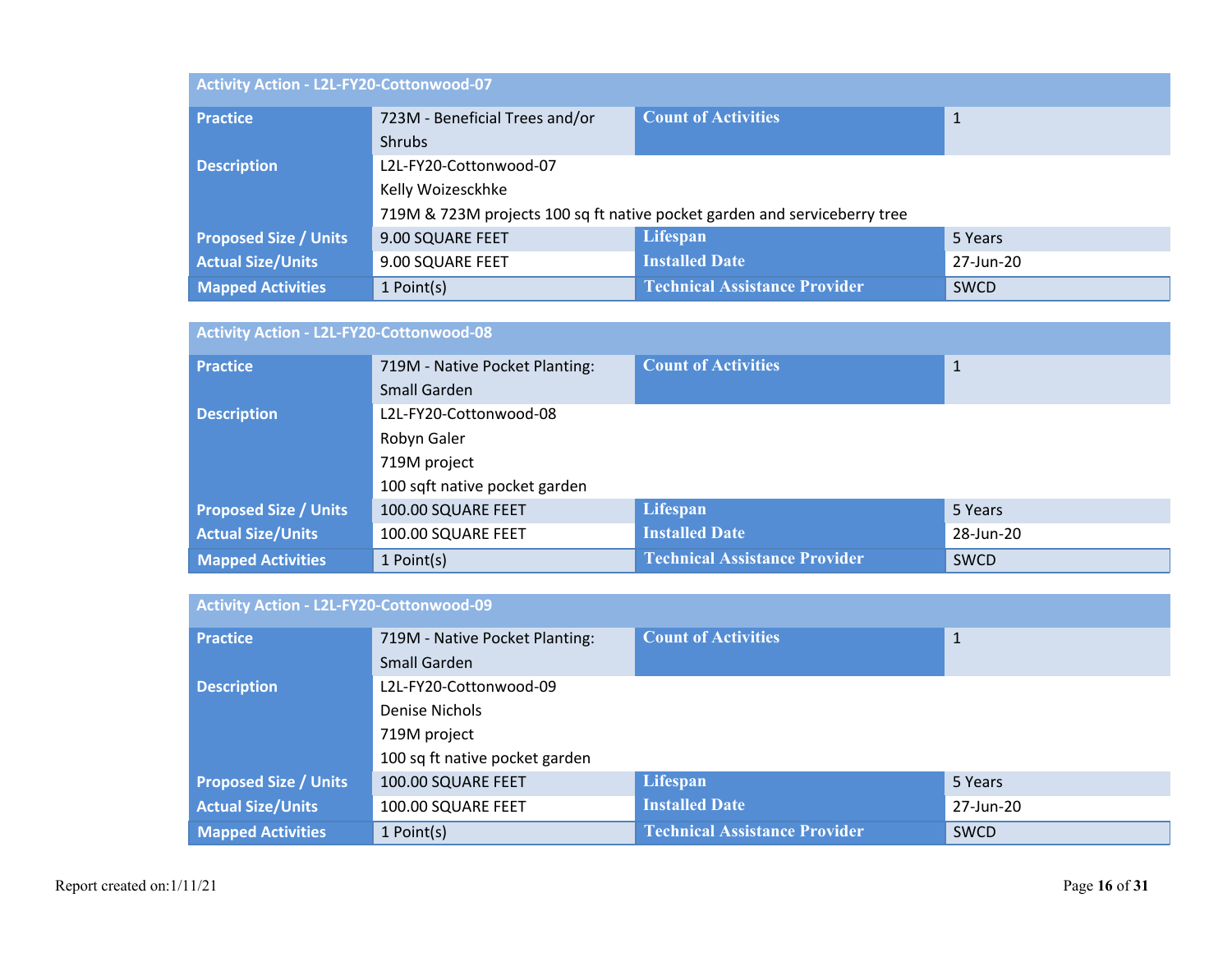| Activity Action - L2L-FY20-Cottonwood-07 | | | |
|---|---|---|---|
| **Practice** | 723M - Beneficial Trees and/or Shrubs | **Count of Activities** | 1 |
| **Description** | L2L-FY20-Cottonwood-07<br>Kelly Woizesckhke<br>719M & 723M projects 100 sq ft native pocket garden and serviceberry tree | | |
| **Proposed Size / Units** | 9.00 SQUARE FEET | **Lifespan** | 5 Years |
| **Actual Size/Units** | 9.00 SQUARE FEET | **Installed Date** | 27-Jun-20 |
| **Mapped Activities** | 1 Point(s) | **Technical Assistance Provider** | SWCD |

| Activity Action - L2L-FY20-Cottonwood-08 | | | |
|---|---|---|---|
| **Practice** | 719M - Native Pocket Planting: Small Garden | **Count of Activities** | 1 |
| **Description** | L2L-FY20-Cottonwood-08<br>Robyn Galer<br>719M project<br>100 sqft native pocket garden | | |
| **Proposed Size / Units** | 100.00 SQUARE FEET | **Lifespan** | 5 Years |
| **Actual Size/Units** | 100.00 SQUARE FEET | **Installed Date** | 28-Jun-20 |
| **Mapped Activities** | 1 Point(s) | **Technical Assistance Provider** | SWCD |

| Activity Action - L2L-FY20-Cottonwood-09 | | | |
|---|---|---|---|
| **Practice** | 719M - Native Pocket Planting: Small Garden | **Count of Activities** | 1 |
| **Description** | L2L-FY20-Cottonwood-09<br>Denise Nichols<br>719M project<br>100 sq ft native pocket garden | | |
| **Proposed Size / Units** | 100.00 SQUARE FEET | **Lifespan** | 5 Years |
| **Actual Size/Units** | 100.00 SQUARE FEET | **Installed Date** | 27-Jun-20 |
| **Mapped Activities** | 1 Point(s) | **Technical Assistance Provider** | SWCD |

Report created on:1/11/21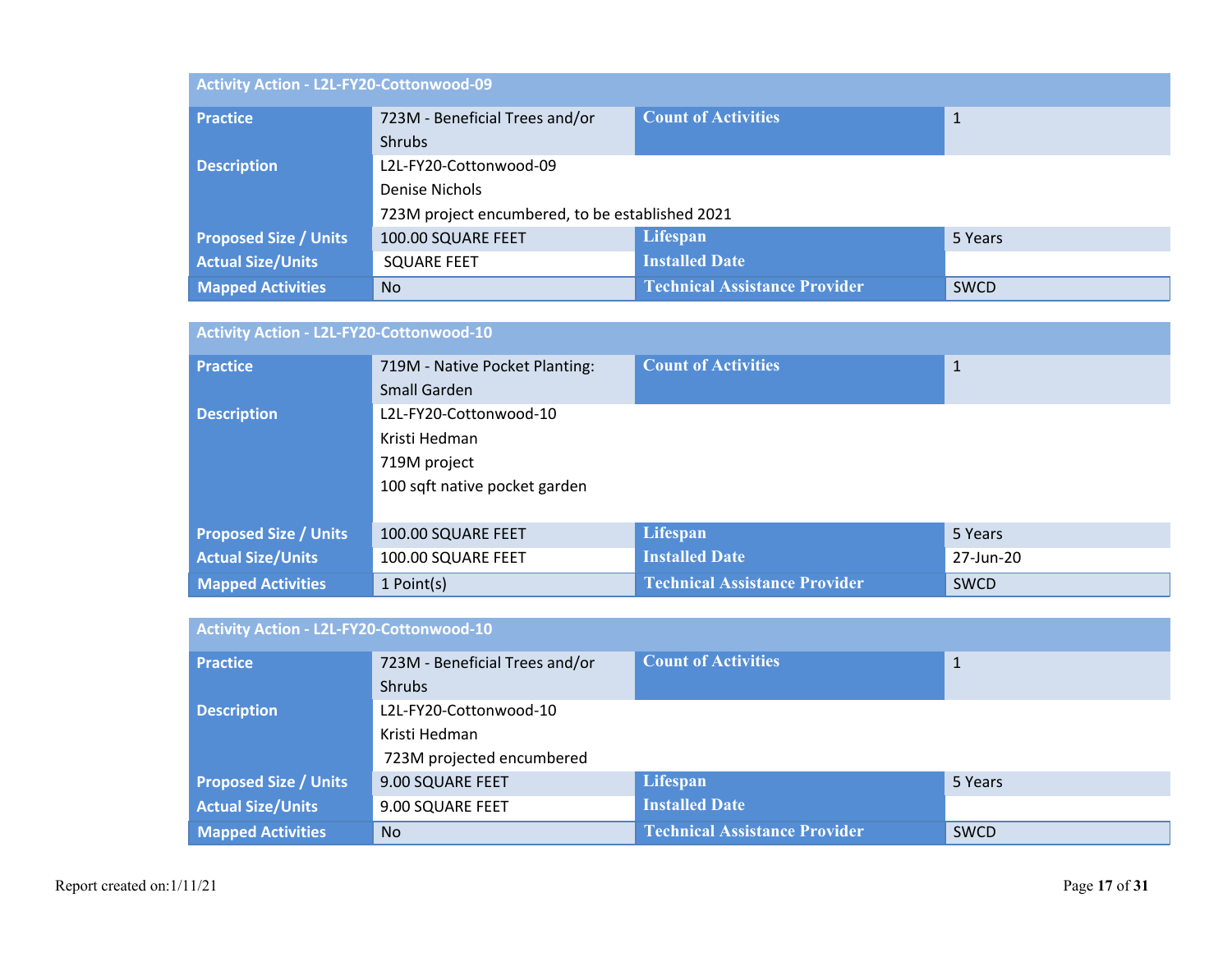| Activity Action - L2L-FY20-Cottonwood-09 | | | |
|---|---|---|---|
| **Practice** | 723M - Beneficial Trees and/or Shrubs | **Count of Activities** | 1 |
| **Description** | L2L-FY20-Cottonwood-09<br>Denise Nichols<br>723M project encumbered, to be established 2021 | | |
| **Proposed Size / Units** | 100.00 SQUARE FEET | **Lifespan** | 5 Years |
| **Actual Size/Units** | SQUARE FEET | **Installed Date** | |
| **Mapped Activities** | No | **Technical Assistance Provider** | SWCD |

| Activity Action - L2L-FY20-Cottonwood-10 | | | |
|---|---|---|---|
| **Practice** | 719M - Native Pocket Planting: Small Garden | **Count of Activities** | 1 |
| **Description** | L2L-FY20-Cottonwood-10<br>Kristi Hedman<br>719M project<br>100 sqft native pocket garden | | |
| **Proposed Size / Units** | 100.00 SQUARE FEET | **Lifespan** | 5 Years |
| **Actual Size/Units** | 100.00 SQUARE FEET | **Installed Date** | 27-Jun-20 |
| **Mapped Activities** | 1 Point(s) | **Technical Assistance Provider** | SWCD |

| Activity Action - L2L-FY20-Cottonwood-10 | | | |
|---|---|---|---|
| **Practice** | 723M - Beneficial Trees and/or Shrubs | **Count of Activities** | 1 |
| **Description** | L2L-FY20-Cottonwood-10<br>Kristi Hedman<br>723M projected encumbered | | |
| **Proposed Size / Units** | 9.00 SQUARE FEET | **Lifespan** | 5 Years |
| **Actual Size/Units** | 9.00 SQUARE FEET | **Installed Date** | |
| **Mapped Activities** | No | **Technical Assistance Provider** | SWCD |

Report created on:1/11/21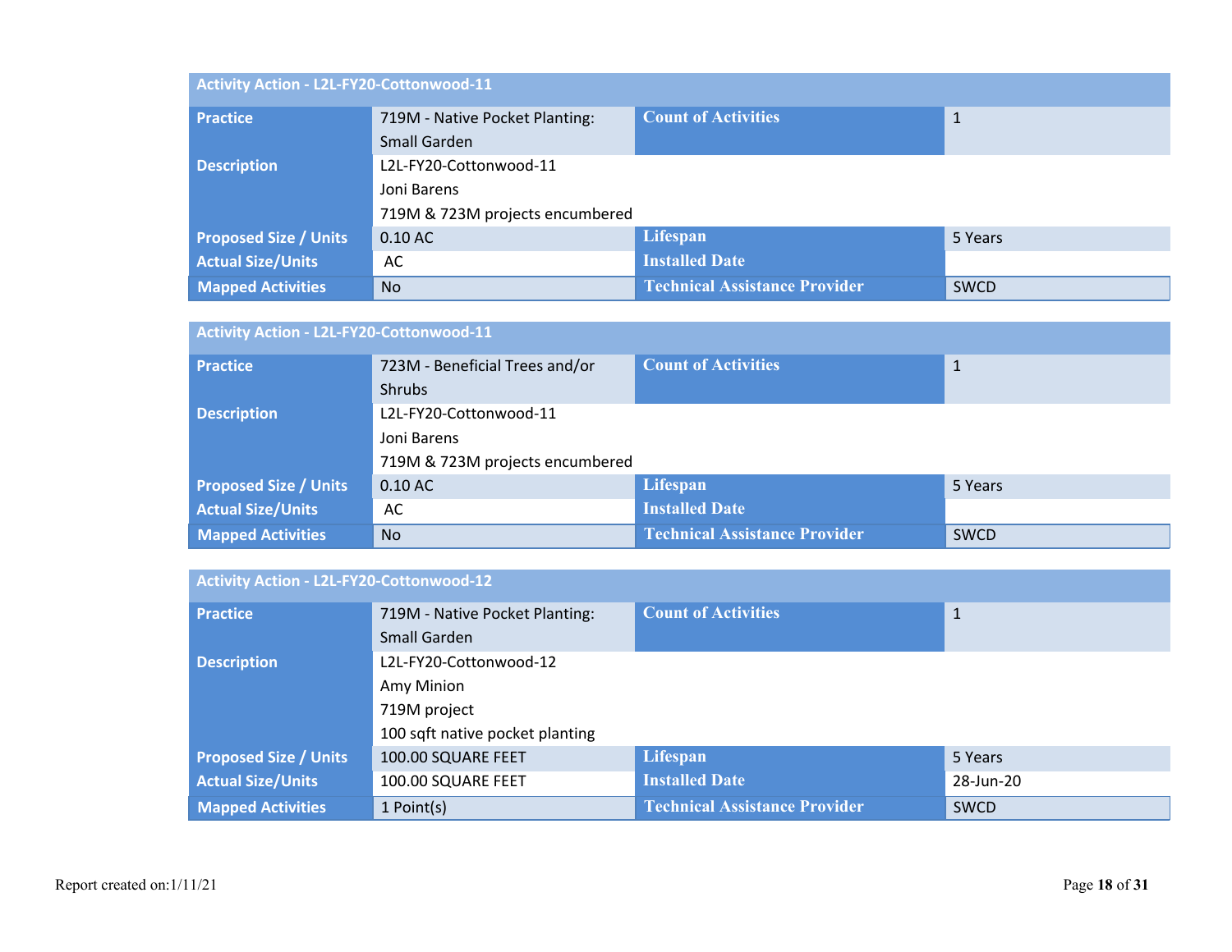| Activity Action - L2L-FY20-Cottonwood-11 | | | |
|---|---|---|---|
| **Practice** | 719M - Native Pocket Planting: Small Garden | **Count of Activities** | 1 |
| **Description** | L2L-FY20-Cottonwood-11<br>Joni Barens<br>719M & 723M projects encumbered | | |
| **Proposed Size / Units** | 0.10 AC | **Lifespan** | 5 Years |
| **Actual Size/Units** | AC | **Installed Date** | |
| **Mapped Activities** | No | **Technical Assistance Provider** | SWCD |

| Activity Action - L2L-FY20-Cottonwood-11 | | | |
|---|---|---|---|
| **Practice** | 723M - Beneficial Trees and/or Shrubs | **Count of Activities** | 1 |
| **Description** | L2L-FY20-Cottonwood-11<br>Joni Barens<br>719M & 723M projects encumbered | | |
| **Proposed Size / Units** | 0.10 AC | **Lifespan** | 5 Years |
| **Actual Size/Units** | AC | **Installed Date** | |
| **Mapped Activities** | No | **Technical Assistance Provider** | SWCD |

| Activity Action - L2L-FY20-Cottonwood-12 | | | |
|---|---|---|---|
| **Practice** | 719M - Native Pocket Planting: Small Garden | **Count of Activities** | 1 |
| **Description** | L2L-FY20-Cottonwood-12<br>Amy Minion<br>719M project<br>100 sqft native pocket planting | | |
| **Proposed Size / Units** | 100.00 SQUARE FEET | **Lifespan** | 5 Years |
| **Actual Size/Units** | 100.00 SQUARE FEET | **Installed Date** | 28-Jun-20 |
| **Mapped Activities** | 1 Point(s) | **Technical Assistance Provider** | SWCD |

Report created on:1/11/21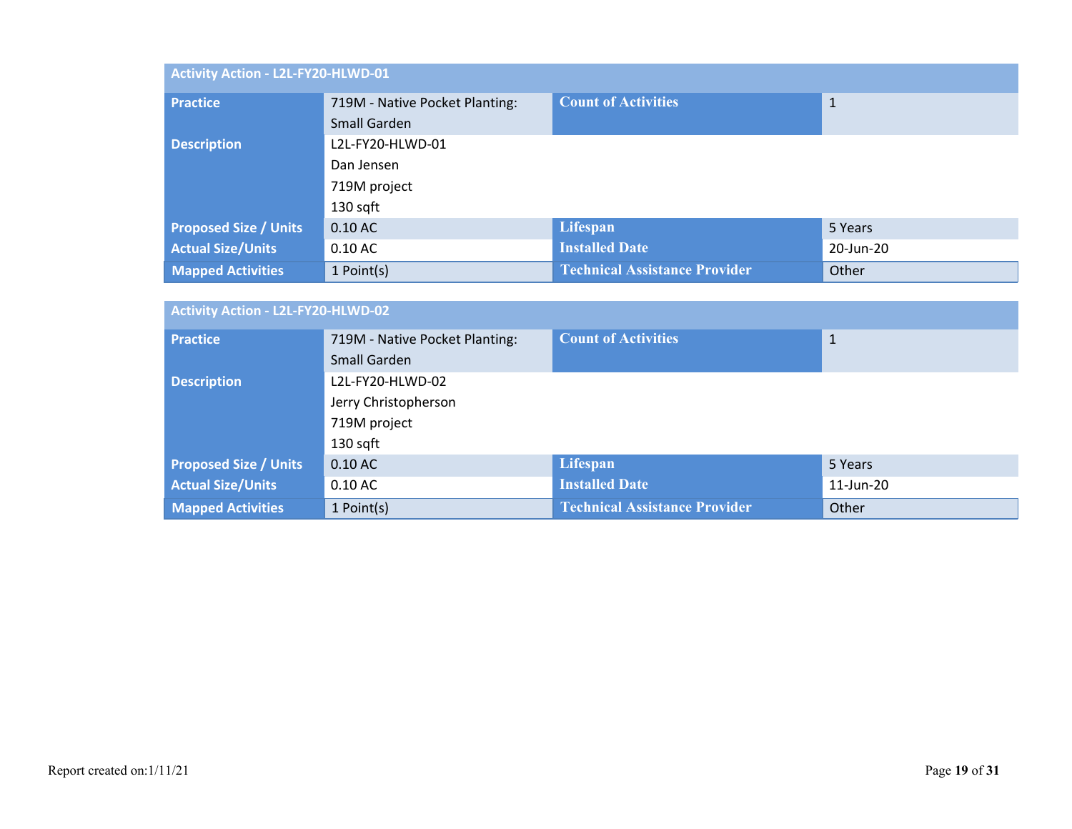| Activity Action - L2L-FY20-HLWD-01 | | | |
|---|---|---|---|
| **Practice** | 719M - Native Pocket Planting: Small Garden | **Count of Activities** | 1 |
| **Description** | L2L-FY20-HLWD-01<br>Dan Jensen<br>719M project<br>130 sqft | | |
| **Proposed Size / Units** | 0.10 AC | **Lifespan** | 5 Years |
| **Actual Size/Units** | 0.10 AC | **Installed Date** | 20-Jun-20 |
| **Mapped Activities** | 1 Point(s) | **Technical Assistance Provider** | Other |

| Activity Action - L2L-FY20-HLWD-02 | | | |
|---|---|---|---|
| **Practice** | 719M - Native Pocket Planting: Small Garden | **Count of Activities** | 1 |
| **Description** | L2L-FY20-HLWD-02<br>Jerry Christopherson<br>719M project<br>130 sqft | | |
| **Proposed Size / Units** | 0.10 AC | **Lifespan** | 5 Years |
| **Actual Size/Units** | 0.10 AC | **Installed Date** | 11-Jun-20 |
| **Mapped Activities** | 1 Point(s) | **Technical Assistance Provider** | Other |

Report created on:1/11/21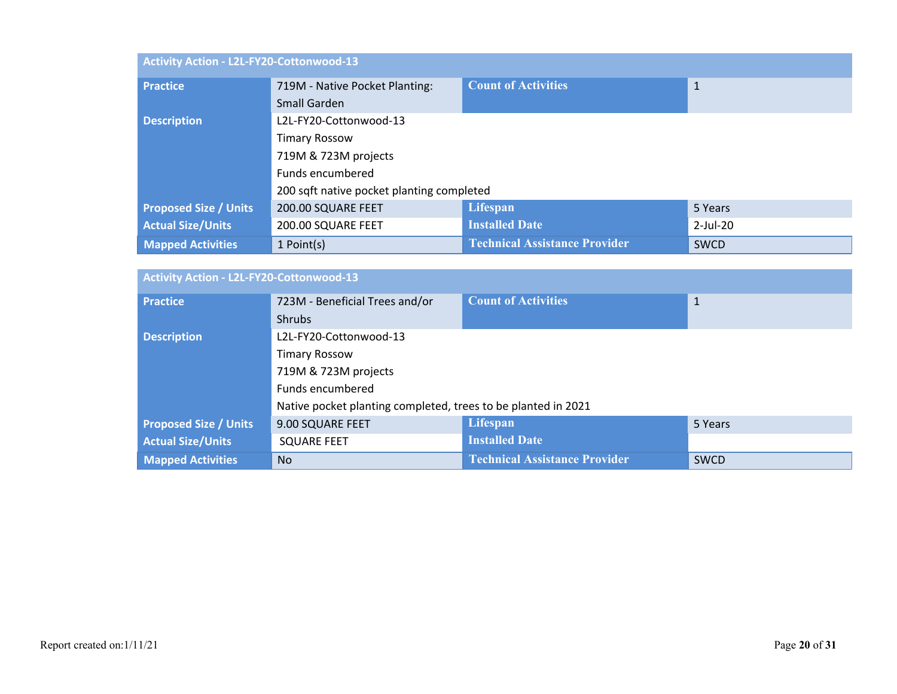| Activity Action - L2L-FY20-Cottonwood-13 | | | |
|---|---|---|---|
| **Practice** | 719M - Native Pocket Planting: Small Garden | **Count of Activities** | 1 |
| **Description** | L2L-FY20-Cottonwood-13<br>Timary Rossow<br>719M & 723M projects<br>Funds encumbered<br>200 sqft native pocket planting completed | | |
| **Proposed Size / Units** | 200.00 SQUARE FEET | **Lifespan** | 5 Years |
| **Actual Size/Units** | 200.00 SQUARE FEET | **Installed Date** | 2-Jul-20 |
| **Mapped Activities** | 1 Point(s) | **Technical Assistance Provider** | SWCD |

| Activity Action - L2L-FY20-Cottonwood-13 | | | |
|---|---|---|---|
| **Practice** | 723M - Beneficial Trees and/or Shrubs | **Count of Activities** | 1 |
| **Description** | L2L-FY20-Cottonwood-13<br>Timary Rossow<br>719M & 723M projects<br>Funds encumbered<br>Native pocket planting completed, trees to be planted in 2021 | | |
| **Proposed Size / Units** | 9.00 SQUARE FEET | **Lifespan** | 5 Years |
| **Actual Size/Units** | SQUARE FEET | **Installed Date** | |
| **Mapped Activities** | No | **Technical Assistance Provider** | SWCD |

Report created on:1/11/21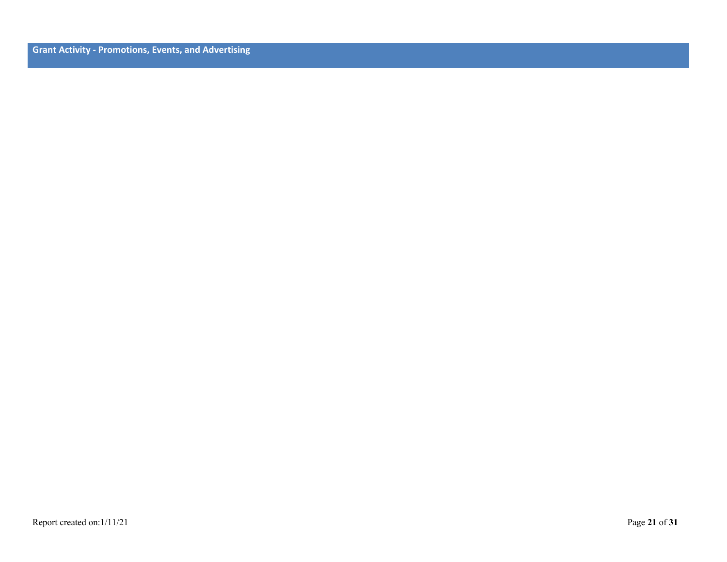## Grant Activity - Promotions, Events, and Advertising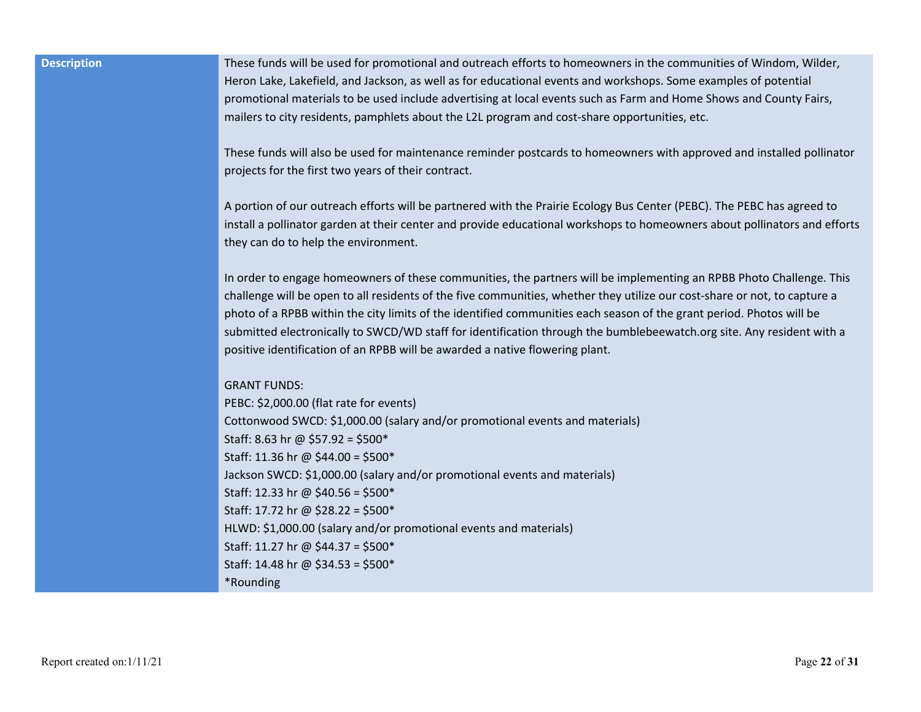| Description | These funds will be used for promotional and outreach efforts to homeowners in the communities of Windom, Wilder, Heron Lake, Lakefield, and Jackson, as well as for educational events and workshops. Some examples of potential promotional materials to be used include advertising at local events such as Farm and Home Shows and County Fairs, mailers to city residents, pamphlets about the L2L program and cost-share opportunities, etc.<br><br>These funds will also be used for maintenance reminder postcards to homeowners with approved and installed pollinator projects for the first two years of their contract.<br><br>A portion of our outreach efforts will be partnered with the Prairie Ecology Bus Center (PEBC). The PEBC has agreed to install a pollinator garden at their center and provide educational workshops to homeowners about pollinators and efforts they can do to help the environment.<br><br>In order to engage homeowners of these communities, the partners will be implementing an RPBB Photo Challenge. This challenge will be open to all residents of the five communities, whether they utilize our cost-share or not, to capture a photo of a RPBB within the city limits of the identified communities each season of the grant period. Photos will be submitted electronically to SWCD/WD staff for identification through the bumblebeewatch.org site. Any resident with a positive identification of an RPBB will be awarded a native flowering plant.<br><br>GRANT FUNDS:<br>PEBC: \$2,000.00 (flat rate for events)<br>Cottonwood SWCD: \$1,000.00 (salary and/or promotional events and materials)<br>Staff: 8.63 hr @ \$57.92 = \$500*<br>Staff: 11.36 hr @ \$44.00 = \$500*<br>Jackson SWCD: \$1,000.00 (salary and/or promotional events and materials)<br>Staff: 12.33 hr @ \$40.56 = \$500*<br>Staff: 17.72 hr @ \$28.22 = \$500*<br>HLWD: \$1,000.00 (salary and/or promotional events and materials)<br>Staff: 11.27 hr @ \$44.37 = \$500*<br>Staff: 14.48 hr @ \$34.53 = \$500*<br>*Rounding |
|---|---|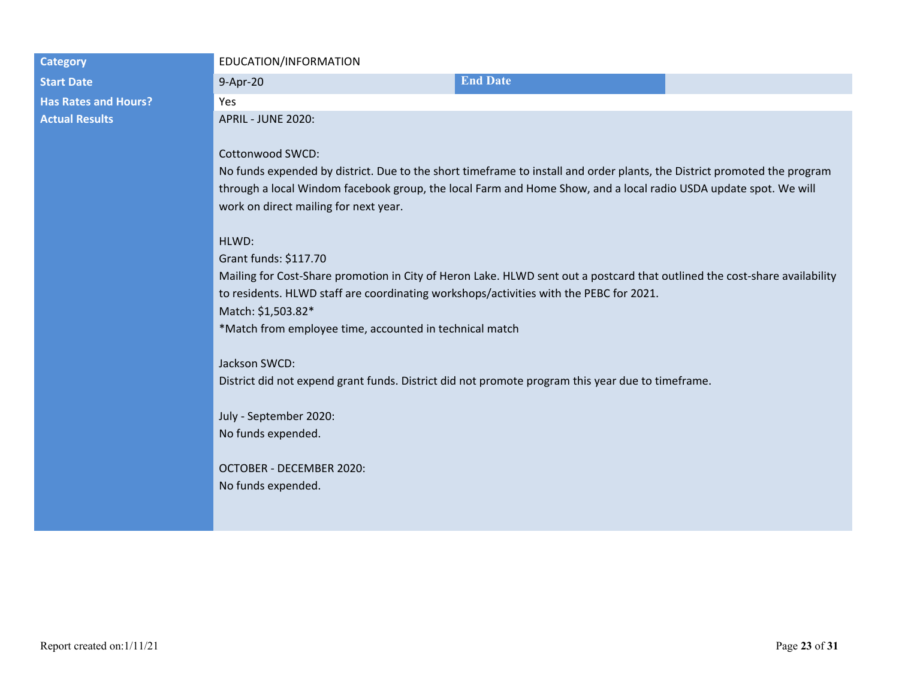| | | | |
|---|---|---|---|
| **Category** | EDUCATION/INFORMATION | | |
| **Start Date** | 9-Apr-20 | **End Date** | |
| **Has Rates and Hours?** | Yes | | |
| **Actual Results** | APRIL - JUNE 2020:<br><br>Cottonwood SWCD:<br>No funds expended by district. Due to the short timeframe to install and order plants, the District promoted the program through a local Windom facebook group, the local Farm and Home Show, and a local radio USDA update spot. We will work on direct mailing for next year.<br><br>HLWD:<br>Grant funds: $117.70<br>Mailing for Cost-Share promotion in City of Heron Lake. HLWD sent out a postcard that outlined the cost-share availability to residents. HLWD staff are coordinating workshops/activities with the PEBC for 2021.<br>Match: $1,503.82*<br>*Match from employee time, accounted in technical match<br><br>Jackson SWCD:<br>District did not expend grant funds. District did not promote program this year due to timeframe.<br><br>July - September 2020:<br>No funds expended.<br><br>OCTOBER - DECEMBER 2020:<br>No funds expended. | | |

Report created on:1/11/21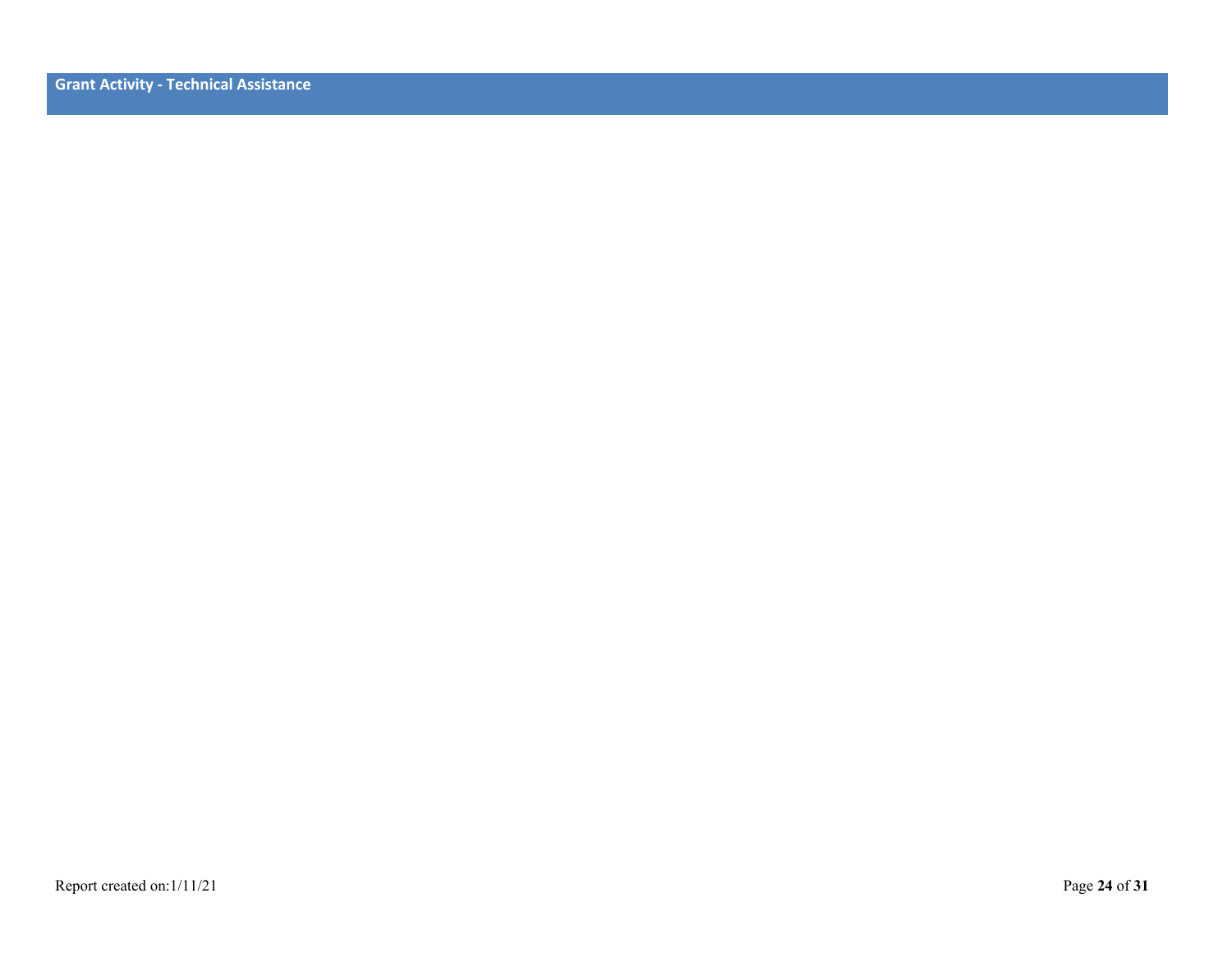## Grant Activity - Technical Assistance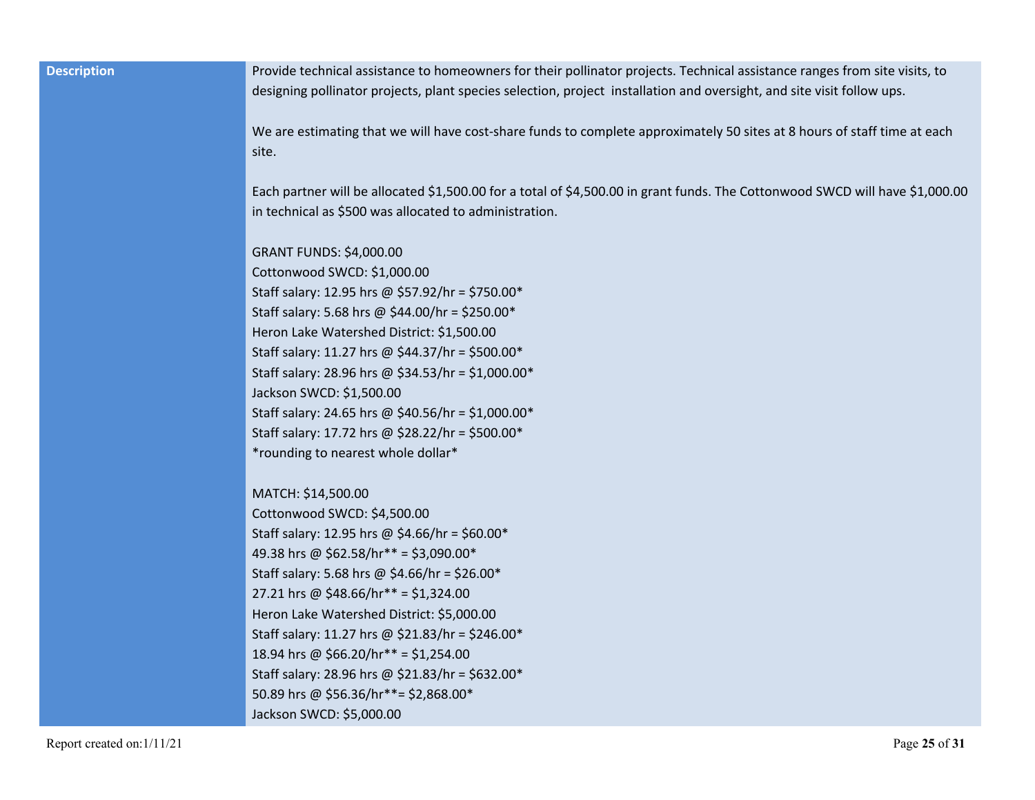| Description | Provide technical assistance to homeowners for their pollinator projects. Technical assistance ranges from site visits, to designing pollinator projects, plant species selection, project installation and oversight, and site visit follow ups.<br><br>We are estimating that we will have cost-share funds to complete approximately 50 sites at 8 hours of staff time at each site.<br><br>Each partner will be allocated $1,500.00 for a total of $4,500.00 in grant funds. The Cottonwood SWCD will have $1,000.00 in technical as $500 was allocated to administration.<br><br>GRANT FUNDS: $4,000.00<br>Cottonwood SWCD: $1,000.00<br>Staff salary: 12.95 hrs @ $57.92/hr = $750.00*<br>Staff salary: 5.68 hrs @ $44.00/hr = $250.00*<br>Heron Lake Watershed District: $1,500.00<br>Staff salary: 11.27 hrs @ $44.37/hr = $500.00*<br>Staff salary: 28.96 hrs @ $34.53/hr = $1,000.00*<br>Jackson SWCD: $1,500.00<br>Staff salary: 24.65 hrs @ $40.56/hr = $1,000.00*<br>Staff salary: 17.72 hrs @ $28.22/hr = $500.00*<br>*rounding to nearest whole dollar*<br><br>MATCH: $14,500.00<br>Cottonwood SWCD: $4,500.00<br>Staff salary: 12.95 hrs @ $4.66/hr = $60.00*<br>49.38 hrs @ $62.58/hr** = $3,090.00*<br>Staff salary: 5.68 hrs @ $4.66/hr = $26.00*<br>27.21 hrs @ $48.66/hr** = $1,324.00<br>Heron Lake Watershed District: $5,000.00<br>Staff salary: 11.27 hrs @ $21.83/hr = $246.00*<br>18.94 hrs @ $66.20/hr** = $1,254.00<br>Staff salary: 28.96 hrs @ $21.83/hr = $632.00*<br>50.89 hrs @ $56.36/hr**= $2,868.00*<br>Jackson SWCD: $5,000.00 |
|---|---|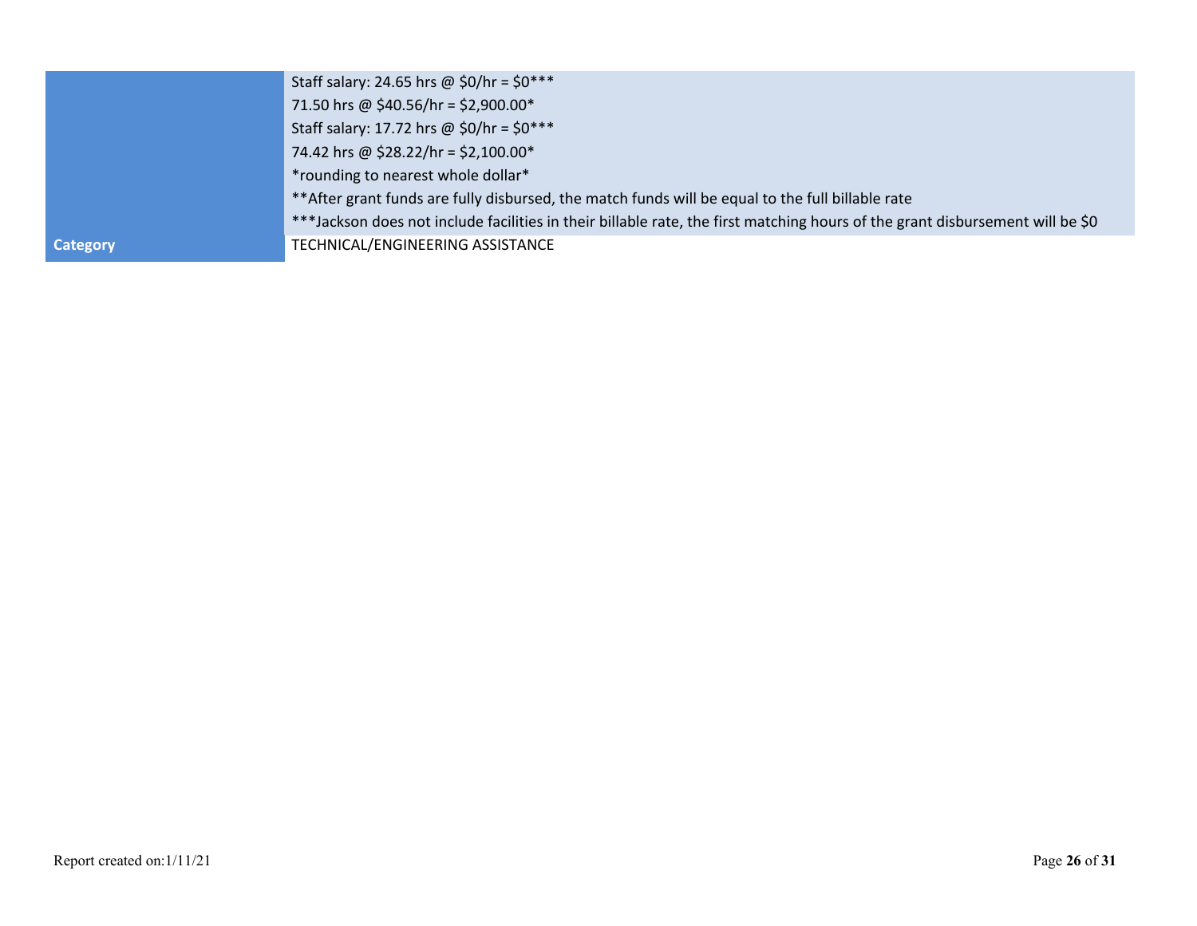| | |
|---|---|
| | Staff salary: 24.65 hrs @ $0/hr = $0***<br>71.50 hrs @ $40.56/hr = $2,900.00*<br>Staff salary: 17.72 hrs @ $0/hr = $0***<br>74.42 hrs @ $28.22/hr = $2,100.00*<br>*rounding to nearest whole dollar*<br>**After grant funds are fully disbursed, the match funds will be equal to the full billable rate<br>***Jackson does not include facilities in their billable rate, the first matching hours of the grant disbursement will be $0 |
| **Category** | TECHNICAL/ENGINEERING ASSISTANCE |

Report created on:1/11/21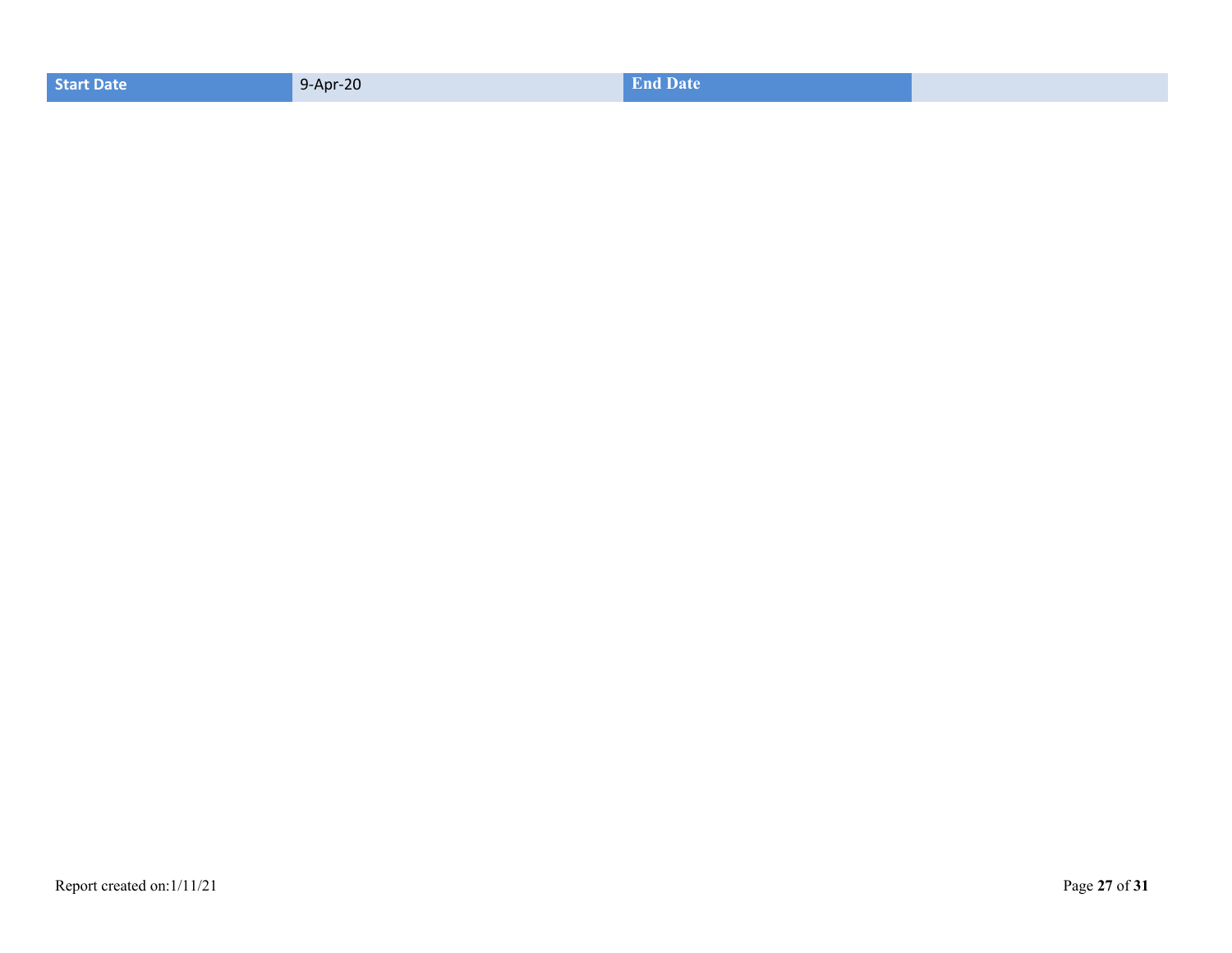| Start Date | 9-Apr-20 | End Date | |
|---|---|---|---|

Report created on:1/11/21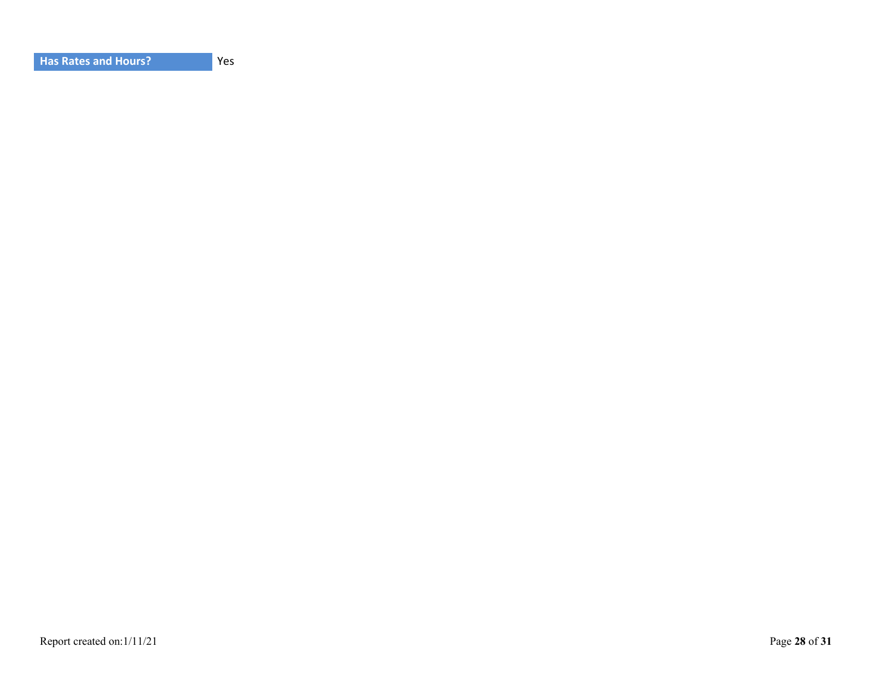| Has Rates and Hours? | Yes |
| --- | --- |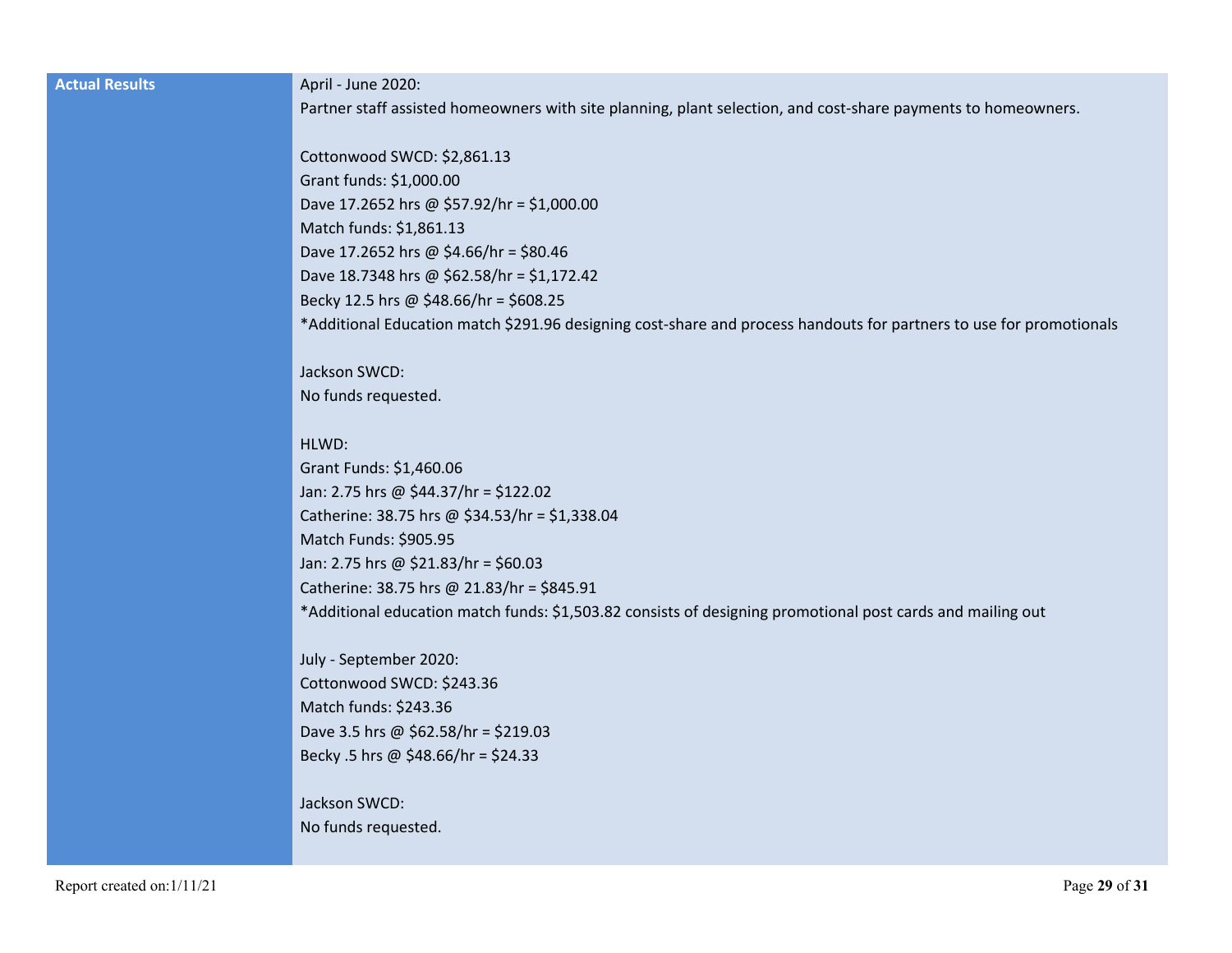| Actual Results | April - June 2020:<br>Partner staff assisted homeowners with site planning, plant selection, and cost-share payments to homeowners.<br><br>Cottonwood SWCD: $2,861.13<br>Grant funds: $1,000.00<br>Dave 17.2652 hrs @ $57.92/hr = $1,000.00<br>Match funds: $1,861.13<br>Dave 17.2652 hrs @ $4.66/hr = $80.46<br>Dave 18.7348 hrs @ $62.58/hr = $1,172.42<br>Becky 12.5 hrs @ $48.66/hr = $608.25<br>*Additional Education match $291.96 designing cost-share and process handouts for partners to use for promotionals<br><br>Jackson SWCD:<br>No funds requested.<br><br>HLWD:<br>Grant Funds: $1,460.06<br>Jan: 2.75 hrs @ $44.37/hr = $122.02<br>Catherine: 38.75 hrs @ $34.53/hr = $1,338.04<br>Match Funds: $905.95<br>Jan: 2.75 hrs @ $21.83/hr = $60.03<br>Catherine: 38.75 hrs @ 21.83/hr = $845.91<br>*Additional education match funds: $1,503.82 consists of designing promotional post cards and mailing out<br><br>July - September 2020:<br>Cottonwood SWCD: $243.36<br>Match funds: $243.36<br>Dave 3.5 hrs @ $62.58/hr = $219.03<br>Becky .5 hrs @ $48.66/hr = $24.33<br><br>Jackson SWCD:<br>No funds requested. |
|---|---|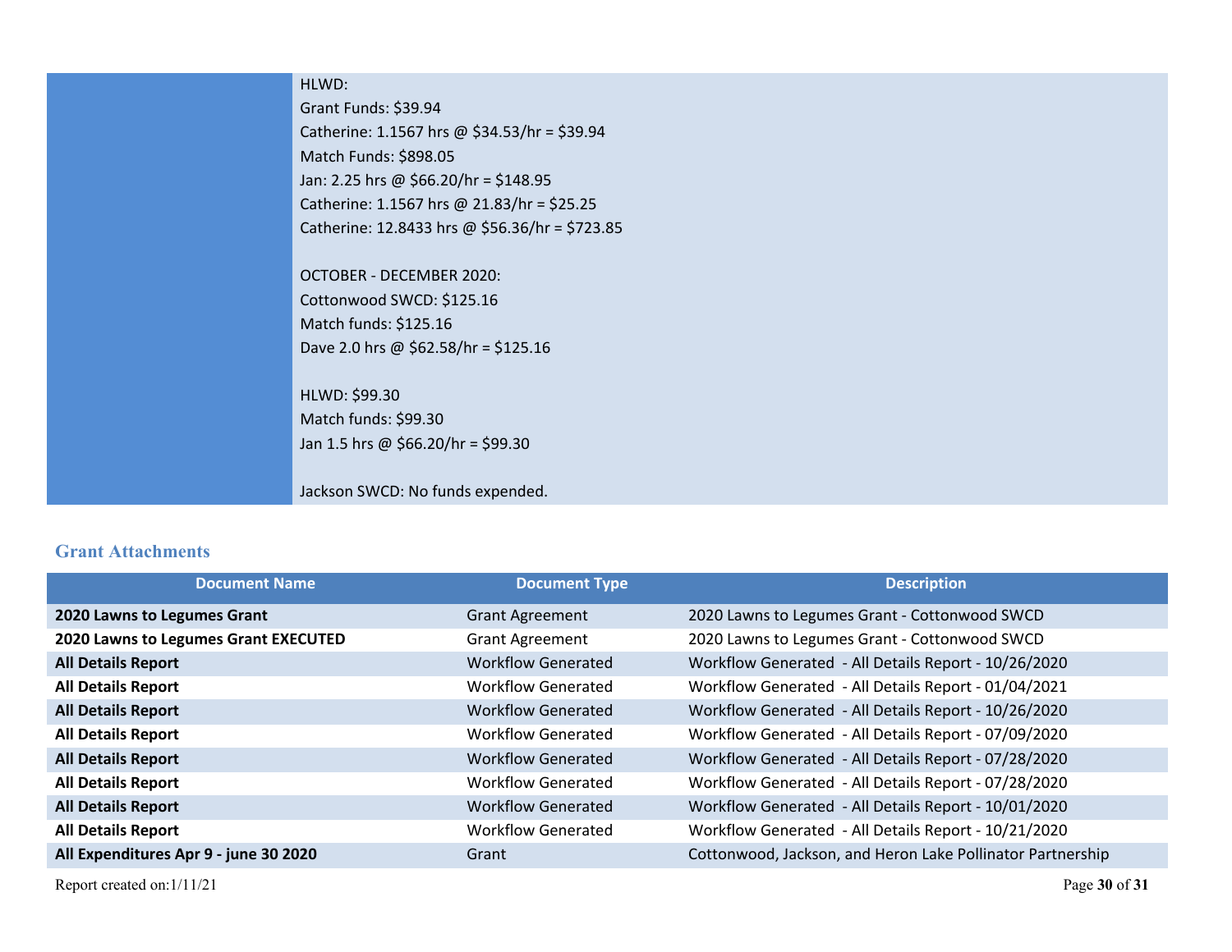| | |
|---|---|
| | HLWD:<br>Grant Funds: $39.94<br>Catherine: 1.1567 hrs @ $34.53/hr = $39.94<br>Match Funds: $898.05<br>Jan: 2.25 hrs @ $66.20/hr = $148.95<br>Catherine: 1.1567 hrs @ 21.83/hr = $25.25<br>Catherine: 12.8433 hrs @ $56.36/hr = $723.85<br><br>OCTOBER - DECEMBER 2020:<br>Cottonwood SWCD: $125.16<br>Match funds: $125.16<br>Dave 2.0 hrs @ $62.58/hr = $125.16<br><br>HLWD: $99.30<br>Match funds: $99.30<br>Jan 1.5 hrs @ $66.20/hr = $99.30<br><br>Jackson SWCD: No funds expended. |

## Grant Attachments

| Document Name | Document Type | Description |
|---|---|---|
| **2020 Lawns to Legumes Grant** | Grant Agreement | 2020 Lawns to Legumes Grant - Cottonwood SWCD |
| **2020 Lawns to Legumes Grant EXECUTED** | Grant Agreement | 2020 Lawns to Legumes Grant - Cottonwood SWCD |
| **All Details Report** | Workflow Generated | Workflow Generated - All Details Report - 10/26/2020 |
| **All Details Report** | Workflow Generated | Workflow Generated - All Details Report - 01/04/2021 |
| **All Details Report** | Workflow Generated | Workflow Generated - All Details Report - 10/26/2020 |
| **All Details Report** | Workflow Generated | Workflow Generated - All Details Report - 07/09/2020 |
| **All Details Report** | Workflow Generated | Workflow Generated - All Details Report - 07/28/2020 |
| **All Details Report** | Workflow Generated | Workflow Generated - All Details Report - 07/28/2020 |
| **All Details Report** | Workflow Generated | Workflow Generated - All Details Report - 10/01/2020 |
| **All Details Report** | Workflow Generated | Workflow Generated - All Details Report - 10/21/2020 |
| **All Expenditures Apr 9 - june 30 2020** | Grant | Cottonwood, Jackson, and Heron Lake Pollinator Partnership |

Report created on:1/11/21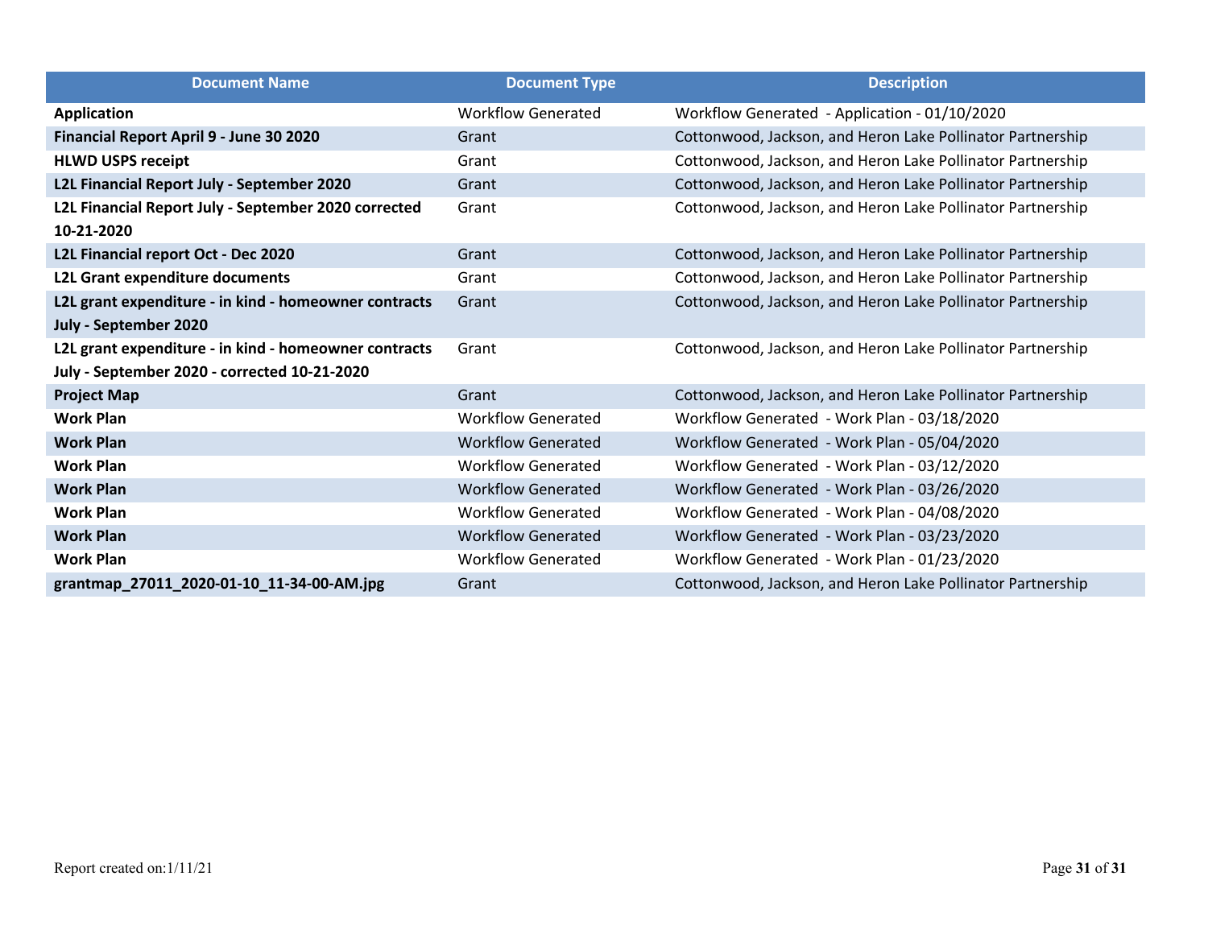| Document Name | Document Type | Description |
| --- | --- | --- |
| **Application** | Workflow Generated | Workflow Generated - Application - 01/10/2020 |
| **Financial Report April 9 - June 30 2020** | Grant | Cottonwood, Jackson, and Heron Lake Pollinator Partnership |
| **HLWD USPS receipt** | Grant | Cottonwood, Jackson, and Heron Lake Pollinator Partnership |
| **L2L Financial Report July - September 2020** | Grant | Cottonwood, Jackson, and Heron Lake Pollinator Partnership |
| **L2L Financial Report July - September 2020 corrected 10-21-2020** | Grant | Cottonwood, Jackson, and Heron Lake Pollinator Partnership |
| **L2L Financial report Oct - Dec 2020** | Grant | Cottonwood, Jackson, and Heron Lake Pollinator Partnership |
| **L2L Grant expenditure documents** | Grant | Cottonwood, Jackson, and Heron Lake Pollinator Partnership |
| **L2L grant expenditure - in kind - homeowner contracts July - September 2020** | Grant | Cottonwood, Jackson, and Heron Lake Pollinator Partnership |
| **L2L grant expenditure - in kind - homeowner contracts July - September 2020 - corrected 10-21-2020** | Grant | Cottonwood, Jackson, and Heron Lake Pollinator Partnership |
| **Project Map** | Grant | Cottonwood, Jackson, and Heron Lake Pollinator Partnership |
| **Work Plan** | Workflow Generated | Workflow Generated - Work Plan - 03/18/2020 |
| **Work Plan** | Workflow Generated | Workflow Generated - Work Plan - 05/04/2020 |
| **Work Plan** | Workflow Generated | Workflow Generated - Work Plan - 03/12/2020 |
| **Work Plan** | Workflow Generated | Workflow Generated - Work Plan - 03/26/2020 |
| **Work Plan** | Workflow Generated | Workflow Generated - Work Plan - 04/08/2020 |
| **Work Plan** | Workflow Generated | Workflow Generated - Work Plan - 03/23/2020 |
| **Work Plan** | Workflow Generated | Workflow Generated - Work Plan - 01/23/2020 |
| **grantmap_27011_2020-01-10_11-34-00-AM.jpg** | Grant | Cottonwood, Jackson, and Heron Lake Pollinator Partnership |

Report created on:1/11/21